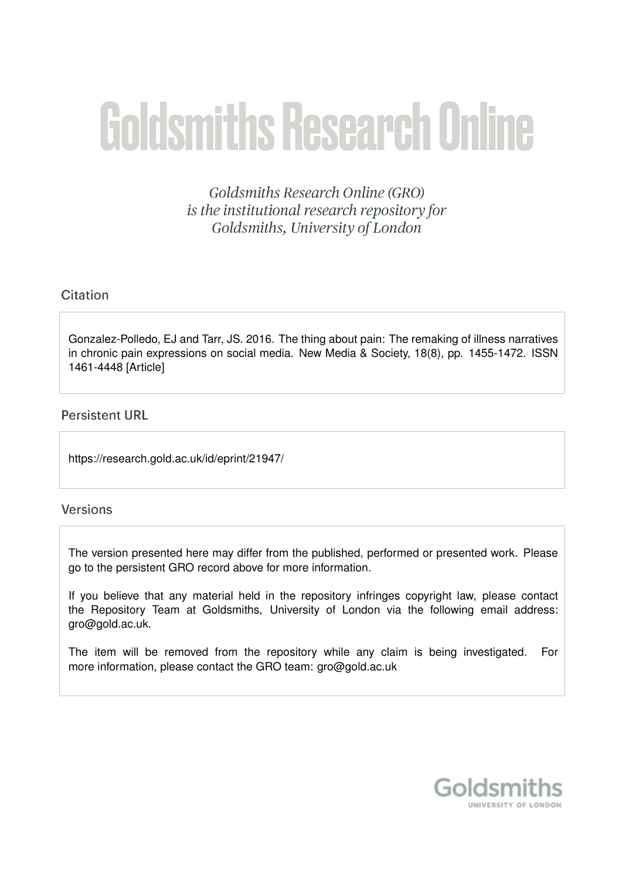# Goldsmiths Research Online

*Goldsmiths Research Online (GRO) is the institutional research repository for Goldsmiths, University of London*

## Citation

Gonzalez-Polledo, EJ and Tarr, JS. 2016. The thing about pain: The remaking of illness narratives in chronic pain expressions on social media. New Media & Society, 18(8), pp. 1455-1472. ISSN 1461-4448 [Article]

## Persistent URL

https://research.gold.ac.uk/id/eprint/21947/

## Versions

The version presented here may differ from the published, performed or presented work. Please go to the persistent GRO record above for more information.

If you believe that any material held in the repository infringes copyright law, please contact the Repository Team at Goldsmiths, University of London via the following email address: gro@gold.ac.uk.

The item will be removed from the repository while any claim is being investigated. For more information, please contact the GRO team: gro@gold.ac.uk

Goldsmiths
UNIVERSITY OF LONDON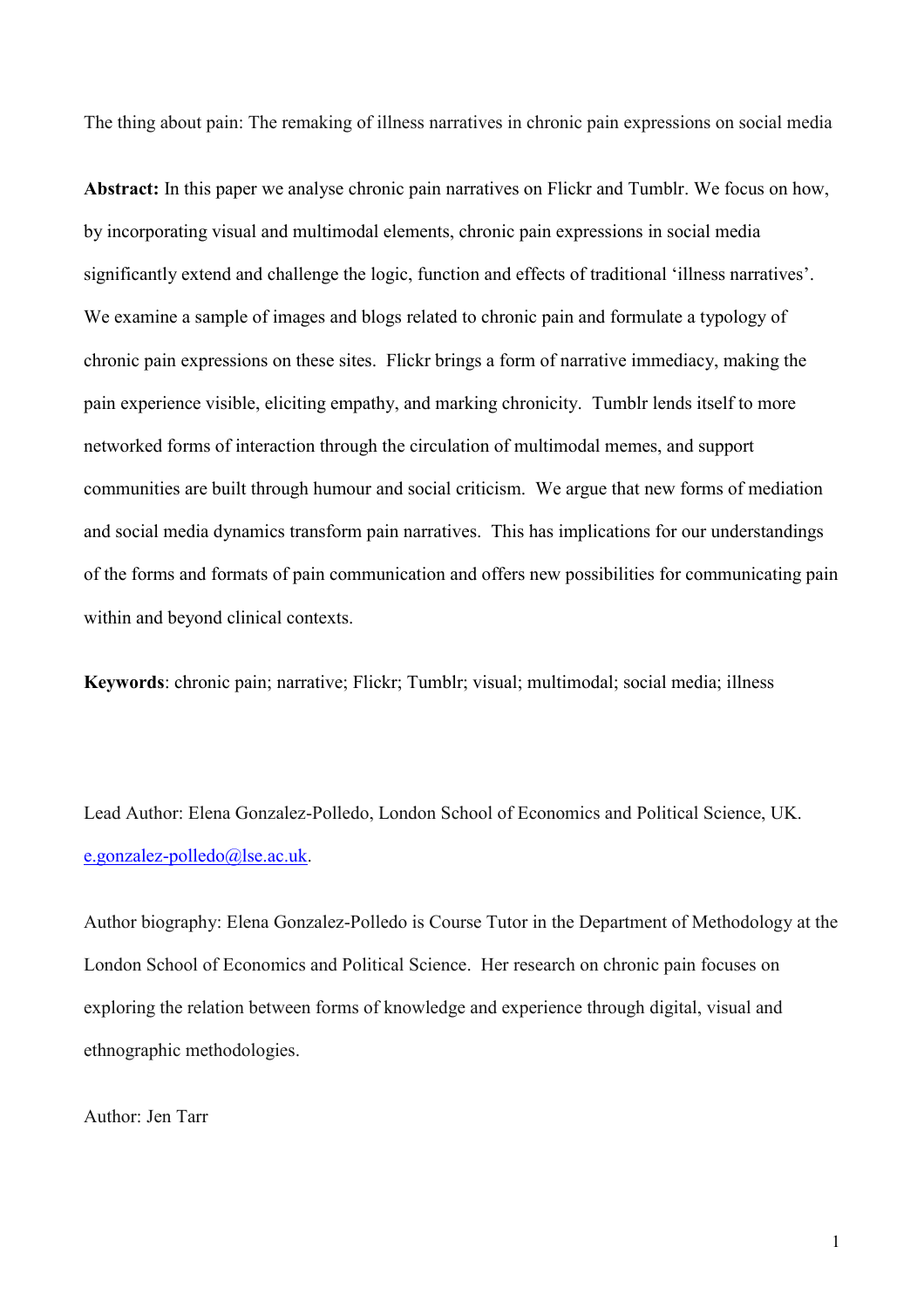The thing about pain: The remaking of illness narratives in chronic pain expressions on social media

**Abstract:** In this paper we analyse chronic pain narratives on Flickr and Tumblr. We focus on how, by incorporating visual and multimodal elements, chronic pain expressions in social media significantly extend and challenge the logic, function and effects of traditional 'illness narratives'. We examine a sample of images and blogs related to chronic pain and formulate a typology of chronic pain expressions on these sites. Flickr brings a form of narrative immediacy, making the pain experience visible, eliciting empathy, and marking chronicity. Tumblr lends itself to more networked forms of interaction through the circulation of multimodal memes, and support communities are built through humour and social criticism. We argue that new forms of mediation and social media dynamics transform pain narratives. This has implications for our understandings of the forms and formats of pain communication and offers new possibilities for communicating pain within and beyond clinical contexts.

**Keywords**: chronic pain; narrative; Flickr; Tumblr; visual; multimodal; social media; illness

Lead Author: Elena Gonzalez-Polledo, London School of Economics and Political Science, UK. e.gonzalez-polledo@lse.ac.uk.

Author biography: Elena Gonzalez-Polledo is Course Tutor in the Department of Methodology at the London School of Economics and Political Science. Her research on chronic pain focuses on exploring the relation between forms of knowledge and experience through digital, visual and ethnographic methodologies.

Author: Jen Tarr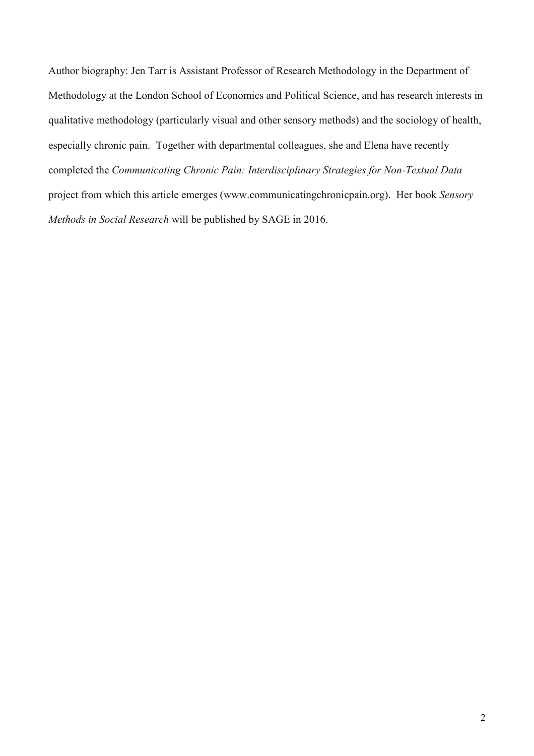Author biography: Jen Tarr is Assistant Professor of Research Methodology in the Department of Methodology at the London School of Economics and Political Science, and has research interests in qualitative methodology (particularly visual and other sensory methods) and the sociology of health, especially chronic pain. Together with departmental colleagues, she and Elena have recently completed the *Communicating Chronic Pain: Interdisciplinary Strategies for Non-Textual Data* project from which this article emerges (www.communicatingchronicpain.org). Her book *Sensory Methods in Social Research* will be published by SAGE in 2016.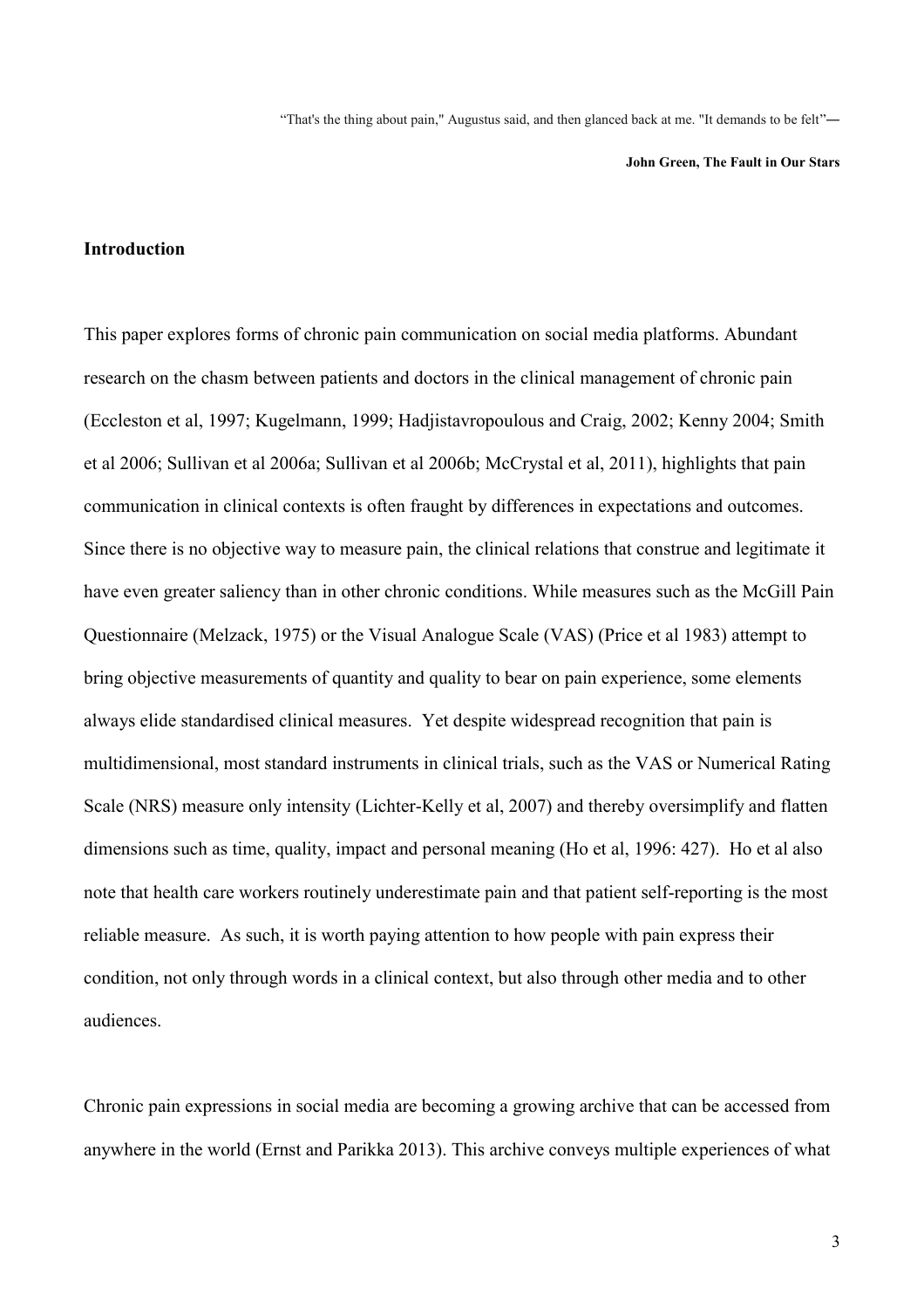"That's the thing about pain," Augustus said, and then glanced back at me. "It demands to be felt"—

**John Green, The Fault in Our Stars**

## Introduction

This paper explores forms of chronic pain communication on social media platforms. Abundant research on the chasm between patients and doctors in the clinical management of chronic pain (Eccleston et al, 1997; Kugelmann, 1999; Hadjistavropoulous and Craig, 2002; Kenny 2004; Smith et al 2006; Sullivan et al 2006a; Sullivan et al 2006b; McCrystal et al, 2011), highlights that pain communication in clinical contexts is often fraught by differences in expectations and outcomes. Since there is no objective way to measure pain, the clinical relations that construe and legitimate it have even greater saliency than in other chronic conditions. While measures such as the McGill Pain Questionnaire (Melzack, 1975) or the Visual Analogue Scale (VAS) (Price et al 1983) attempt to bring objective measurements of quantity and quality to bear on pain experience, some elements always elide standardised clinical measures. Yet despite widespread recognition that pain is multidimensional, most standard instruments in clinical trials, such as the VAS or Numerical Rating Scale (NRS) measure only intensity (Lichter-Kelly et al, 2007) and thereby oversimplify and flatten dimensions such as time, quality, impact and personal meaning (Ho et al, 1996: 427). Ho et al also note that health care workers routinely underestimate pain and that patient self-reporting is the most reliable measure. As such, it is worth paying attention to how people with pain express their condition, not only through words in a clinical context, but also through other media and to other audiences.

Chronic pain expressions in social media are becoming a growing archive that can be accessed from anywhere in the world (Ernst and Parikka 2013). This archive conveys multiple experiences of what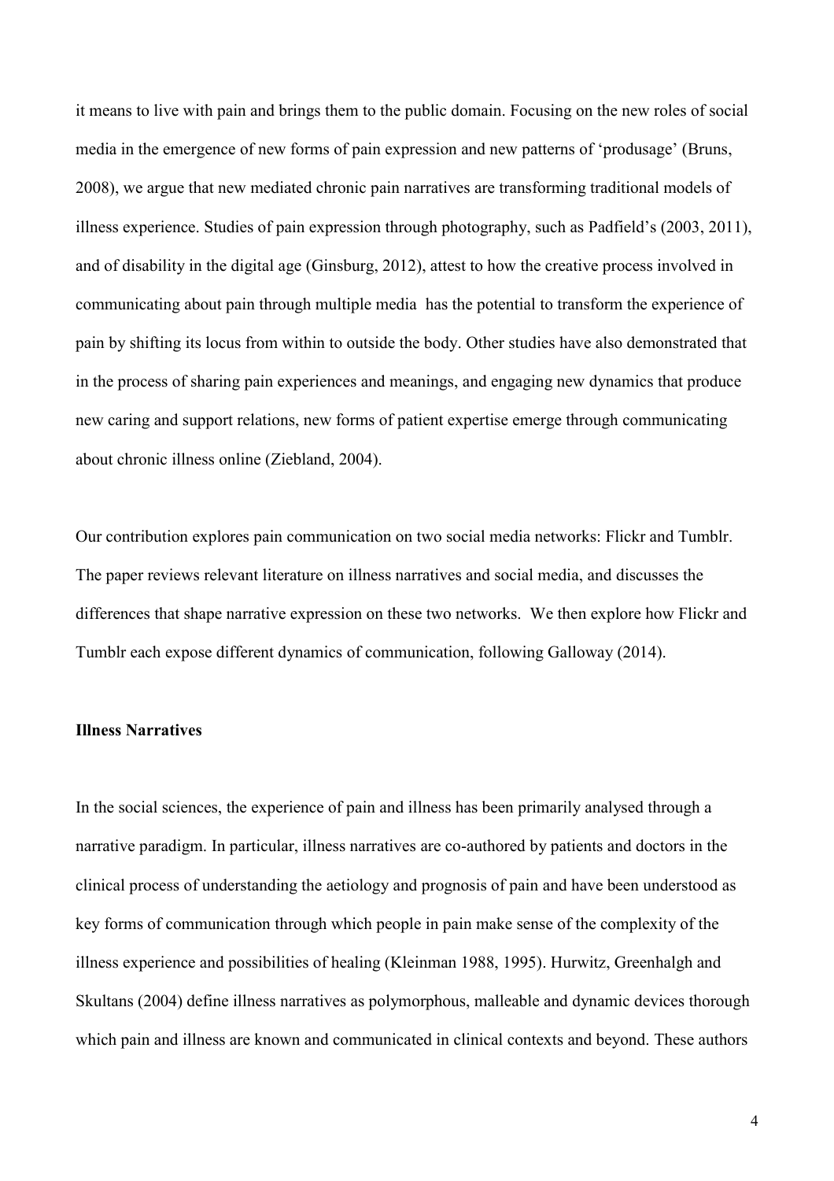it means to live with pain and brings them to the public domain. Focusing on the new roles of social media in the emergence of new forms of pain expression and new patterns of 'produsage' (Bruns, 2008), we argue that new mediated chronic pain narratives are transforming traditional models of illness experience. Studies of pain expression through photography, such as Padfield's (2003, 2011), and of disability in the digital age (Ginsburg, 2012), attest to how the creative process involved in communicating about pain through multiple media has the potential to transform the experience of pain by shifting its locus from within to outside the body. Other studies have also demonstrated that in the process of sharing pain experiences and meanings, and engaging new dynamics that produce new caring and support relations, new forms of patient expertise emerge through communicating about chronic illness online (Ziebland, 2004).

Our contribution explores pain communication on two social media networks: Flickr and Tumblr. The paper reviews relevant literature on illness narratives and social media, and discusses the differences that shape narrative expression on these two networks. We then explore how Flickr and Tumblr each expose different dynamics of communication, following Galloway (2014).

**Illness Narratives**

In the social sciences, the experience of pain and illness has been primarily analysed through a narrative paradigm. In particular, illness narratives are co-authored by patients and doctors in the clinical process of understanding the aetiology and prognosis of pain and have been understood as key forms of communication through which people in pain make sense of the complexity of the illness experience and possibilities of healing (Kleinman 1988, 1995). Hurwitz, Greenhalgh and Skultans (2004) define illness narratives as polymorphous, malleable and dynamic devices thorough which pain and illness are known and communicated in clinical contexts and beyond. These authors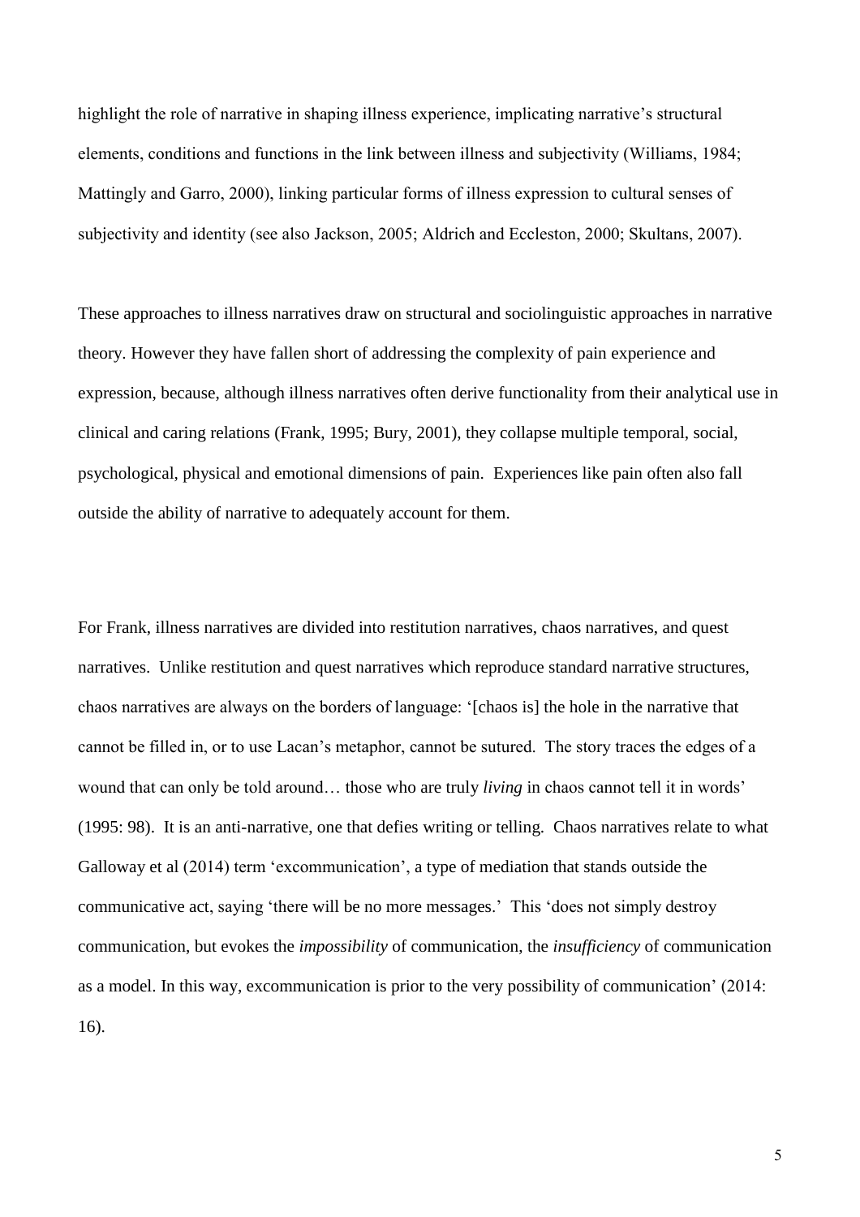highlight the role of narrative in shaping illness experience, implicating narrative's structural elements, conditions and functions in the link between illness and subjectivity (Williams, 1984; Mattingly and Garro, 2000), linking particular forms of illness expression to cultural senses of subjectivity and identity (see also Jackson, 2005; Aldrich and Eccleston, 2000; Skultans, 2007).

These approaches to illness narratives draw on structural and sociolinguistic approaches in narrative theory. However they have fallen short of addressing the complexity of pain experience and expression, because, although illness narratives often derive functionality from their analytical use in clinical and caring relations (Frank, 1995; Bury, 2001), they collapse multiple temporal, social, psychological, physical and emotional dimensions of pain. Experiences like pain often also fall outside the ability of narrative to adequately account for them.

For Frank, illness narratives are divided into restitution narratives, chaos narratives, and quest narratives. Unlike restitution and quest narratives which reproduce standard narrative structures, chaos narratives are always on the borders of language: '[chaos is] the hole in the narrative that cannot be filled in, or to use Lacan's metaphor, cannot be sutured. The story traces the edges of a wound that can only be told around… those who are truly *living* in chaos cannot tell it in words' (1995: 98). It is an anti-narrative, one that defies writing or telling. Chaos narratives relate to what Galloway et al (2014) term 'excommunication', a type of mediation that stands outside the communicative act, saying 'there will be no more messages.' This 'does not simply destroy communication, but evokes the *impossibility* of communication, the *insufficiency* of communication as a model. In this way, excommunication is prior to the very possibility of communication' (2014: 16).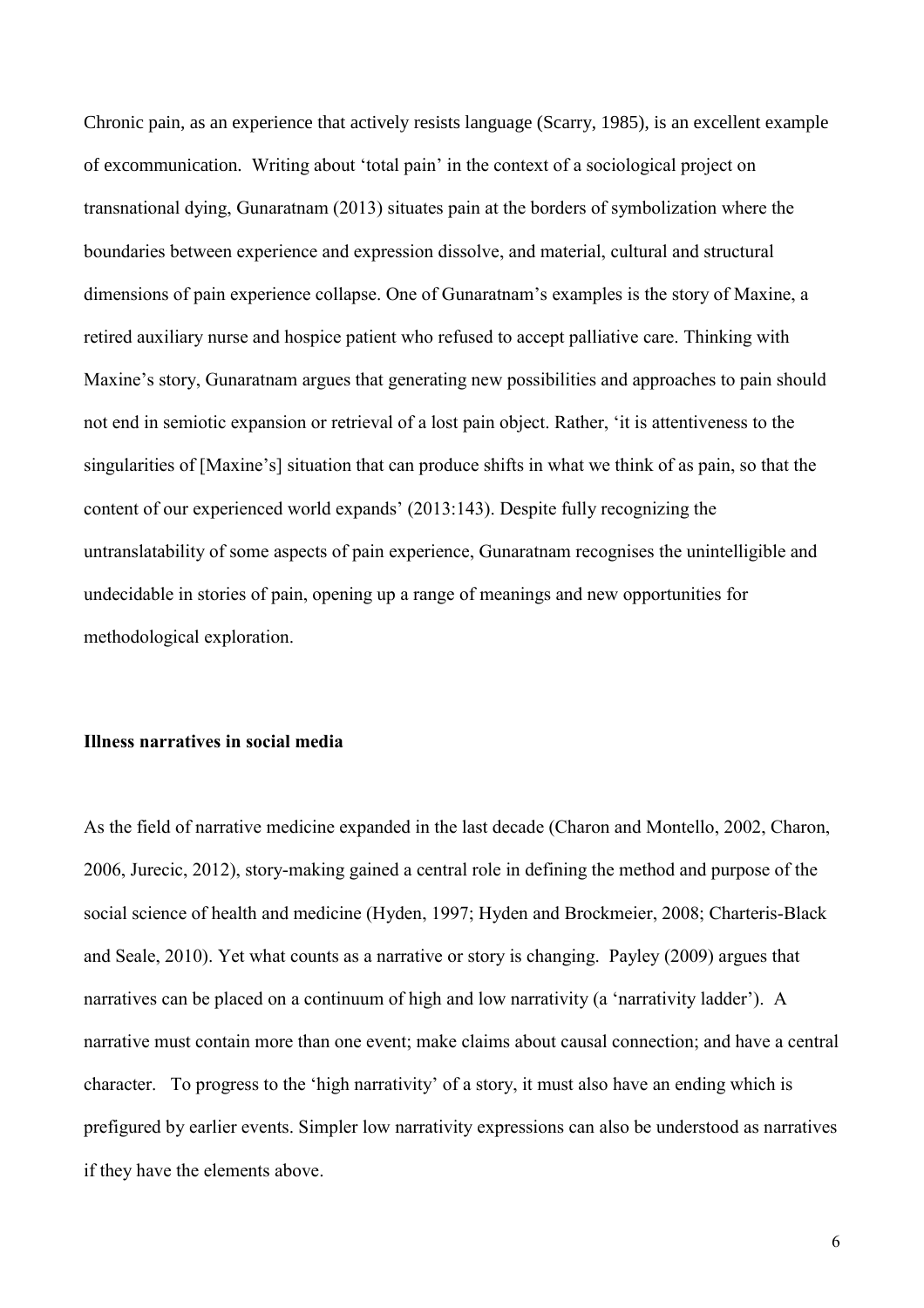Chronic pain, as an experience that actively resists language (Scarry, 1985), is an excellent example of excommunication. Writing about 'total pain' in the context of a sociological project on transnational dying, Gunaratnam (2013) situates pain at the borders of symbolization where the boundaries between experience and expression dissolve, and material, cultural and structural dimensions of pain experience collapse. One of Gunaratnam's examples is the story of Maxine, a retired auxiliary nurse and hospice patient who refused to accept palliative care. Thinking with Maxine's story, Gunaratnam argues that generating new possibilities and approaches to pain should not end in semiotic expansion or retrieval of a lost pain object. Rather, 'it is attentiveness to the singularities of [Maxine's] situation that can produce shifts in what we think of as pain, so that the content of our experienced world expands' (2013:143). Despite fully recognizing the untranslatability of some aspects of pain experience, Gunaratnam recognises the unintelligible and undecidable in stories of pain, opening up a range of meanings and new opportunities for methodological exploration.

**Illness narratives in social media**

As the field of narrative medicine expanded in the last decade (Charon and Montello, 2002, Charon, 2006, Jurecic, 2012), story-making gained a central role in defining the method and purpose of the social science of health and medicine (Hyden, 1997; Hyden and Brockmeier, 2008; Charteris-Black and Seale, 2010). Yet what counts as a narrative or story is changing. Payley (2009) argues that narratives can be placed on a continuum of high and low narrativity (a 'narrativity ladder'). A narrative must contain more than one event; make claims about causal connection; and have a central character. To progress to the 'high narrativity' of a story, it must also have an ending which is prefigured by earlier events. Simpler low narrativity expressions can also be understood as narratives if they have the elements above.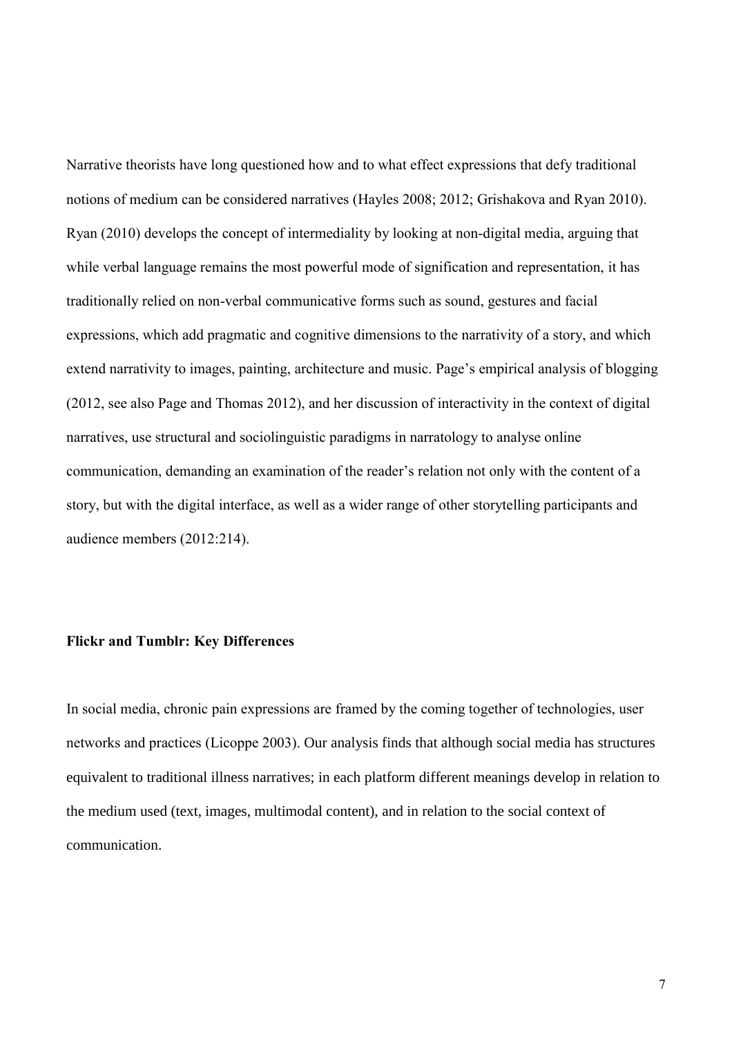Narrative theorists have long questioned how and to what effect expressions that defy traditional notions of medium can be considered narratives (Hayles 2008; 2012; Grishakova and Ryan 2010). Ryan (2010) develops the concept of intermediality by looking at non-digital media, arguing that while verbal language remains the most powerful mode of signification and representation, it has traditionally relied on non-verbal communicative forms such as sound, gestures and facial expressions, which add pragmatic and cognitive dimensions to the narrativity of a story, and which extend narrativity to images, painting, architecture and music. Page's empirical analysis of blogging (2012, see also Page and Thomas 2012), and her discussion of interactivity in the context of digital narratives, use structural and sociolinguistic paradigms in narratology to analyse online communication, demanding an examination of the reader's relation not only with the content of a story, but with the digital interface, as well as a wider range of other storytelling participants and audience members (2012:214).

**Flickr and Tumblr: Key Differences**

In social media, chronic pain expressions are framed by the coming together of technologies, user networks and practices (Licoppe 2003). Our analysis finds that although social media has structures equivalent to traditional illness narratives; in each platform different meanings develop in relation to the medium used (text, images, multimodal content), and in relation to the social context of communication.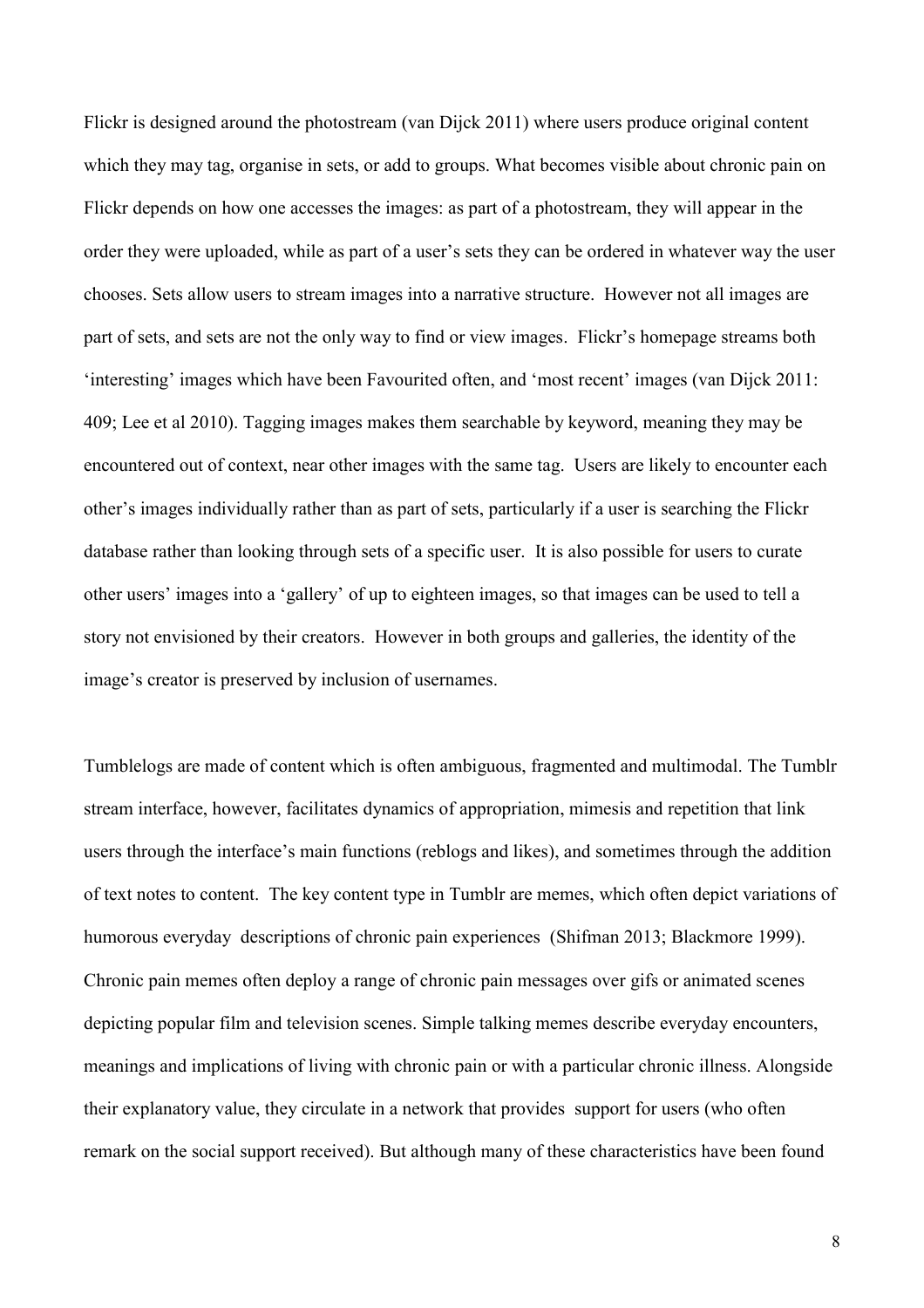Flickr is designed around the photostream (van Dijck 2011) where users produce original content which they may tag, organise in sets, or add to groups. What becomes visible about chronic pain on Flickr depends on how one accesses the images: as part of a photostream, they will appear in the order they were uploaded, while as part of a user's sets they can be ordered in whatever way the user chooses. Sets allow users to stream images into a narrative structure. However not all images are part of sets, and sets are not the only way to find or view images. Flickr's homepage streams both 'interesting' images which have been Favourited often, and 'most recent' images (van Dijck 2011: 409; Lee et al 2010). Tagging images makes them searchable by keyword, meaning they may be encountered out of context, near other images with the same tag. Users are likely to encounter each other's images individually rather than as part of sets, particularly if a user is searching the Flickr database rather than looking through sets of a specific user. It is also possible for users to curate other users' images into a 'gallery' of up to eighteen images, so that images can be used to tell a story not envisioned by their creators. However in both groups and galleries, the identity of the image's creator is preserved by inclusion of usernames.

Tumblelogs are made of content which is often ambiguous, fragmented and multimodal. The Tumblr stream interface, however, facilitates dynamics of appropriation, mimesis and repetition that link users through the interface's main functions (reblogs and likes), and sometimes through the addition of text notes to content. The key content type in Tumblr are memes, which often depict variations of humorous everyday descriptions of chronic pain experiences (Shifman 2013; Blackmore 1999). Chronic pain memes often deploy a range of chronic pain messages over gifs or animated scenes depicting popular film and television scenes. Simple talking memes describe everyday encounters, meanings and implications of living with chronic pain or with a particular chronic illness. Alongside their explanatory value, they circulate in a network that provides support for users (who often remark on the social support received). But although many of these characteristics have been found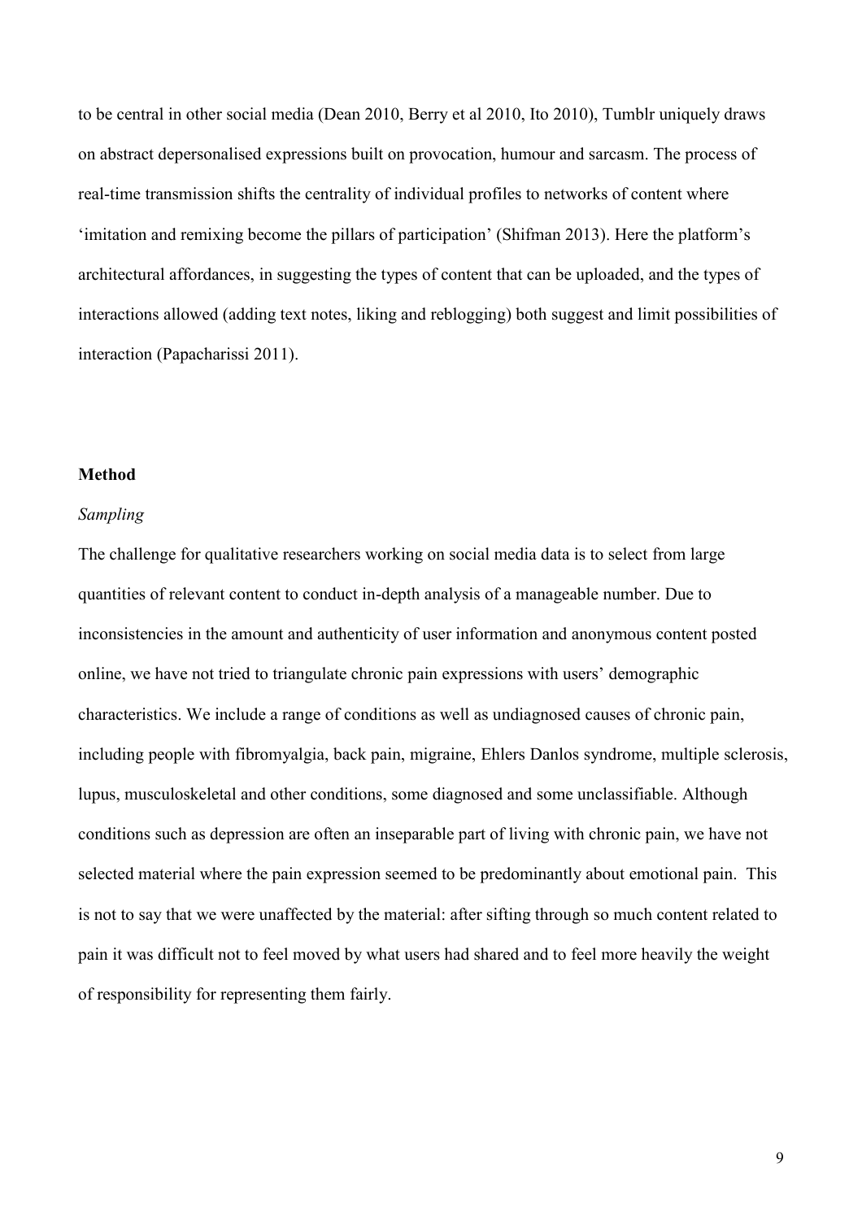to be central in other social media (Dean 2010, Berry et al 2010, Ito 2010), Tumblr uniquely draws on abstract depersonalised expressions built on provocation, humour and sarcasm. The process of real-time transmission shifts the centrality of individual profiles to networks of content where 'imitation and remixing become the pillars of participation' (Shifman 2013). Here the platform's architectural affordances, in suggesting the types of content that can be uploaded, and the types of interactions allowed (adding text notes, liking and reblogging) both suggest and limit possibilities of interaction (Papacharissi 2011).

## Method

### *Sampling*

The challenge for qualitative researchers working on social media data is to select from large quantities of relevant content to conduct in-depth analysis of a manageable number. Due to inconsistencies in the amount and authenticity of user information and anonymous content posted online, we have not tried to triangulate chronic pain expressions with users' demographic characteristics. We include a range of conditions as well as undiagnosed causes of chronic pain, including people with fibromyalgia, back pain, migraine, Ehlers Danlos syndrome, multiple sclerosis, lupus, musculoskeletal and other conditions, some diagnosed and some unclassifiable. Although conditions such as depression are often an inseparable part of living with chronic pain, we have not selected material where the pain expression seemed to be predominantly about emotional pain. This is not to say that we were unaffected by the material: after sifting through so much content related to pain it was difficult not to feel moved by what users had shared and to feel more heavily the weight of responsibility for representing them fairly.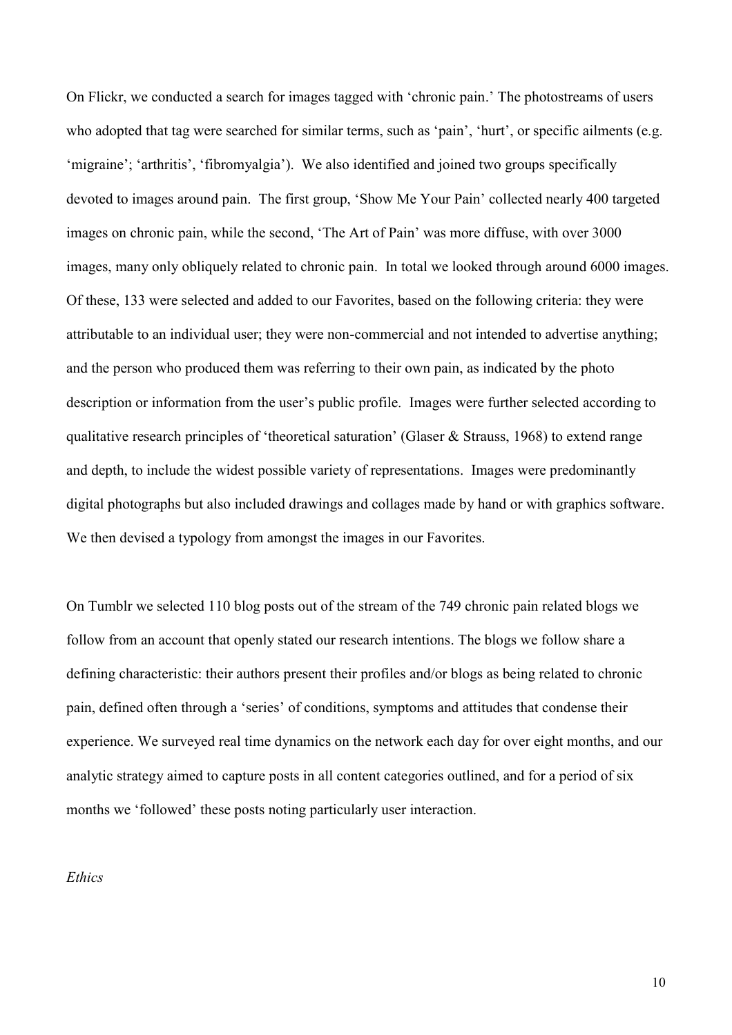On Flickr, we conducted a search for images tagged with 'chronic pain.' The photostreams of users who adopted that tag were searched for similar terms, such as 'pain', 'hurt', or specific ailments (e.g. 'migraine'; 'arthritis', 'fibromyalgia'). We also identified and joined two groups specifically devoted to images around pain. The first group, 'Show Me Your Pain' collected nearly 400 targeted images on chronic pain, while the second, 'The Art of Pain' was more diffuse, with over 3000 images, many only obliquely related to chronic pain. In total we looked through around 6000 images. Of these, 133 were selected and added to our Favorites, based on the following criteria: they were attributable to an individual user; they were non-commercial and not intended to advertise anything; and the person who produced them was referring to their own pain, as indicated by the photo description or information from the user's public profile. Images were further selected according to qualitative research principles of 'theoretical saturation' (Glaser & Strauss, 1968) to extend range and depth, to include the widest possible variety of representations. Images were predominantly digital photographs but also included drawings and collages made by hand or with graphics software. We then devised a typology from amongst the images in our Favorites.

On Tumblr we selected 110 blog posts out of the stream of the 749 chronic pain related blogs we follow from an account that openly stated our research intentions. The blogs we follow share a defining characteristic: their authors present their profiles and/or blogs as being related to chronic pain, defined often through a 'series' of conditions, symptoms and attitudes that condense their experience. We surveyed real time dynamics on the network each day for over eight months, and our analytic strategy aimed to capture posts in all content categories outlined, and for a period of six months we 'followed' these posts noting particularly user interaction.

*Ethics*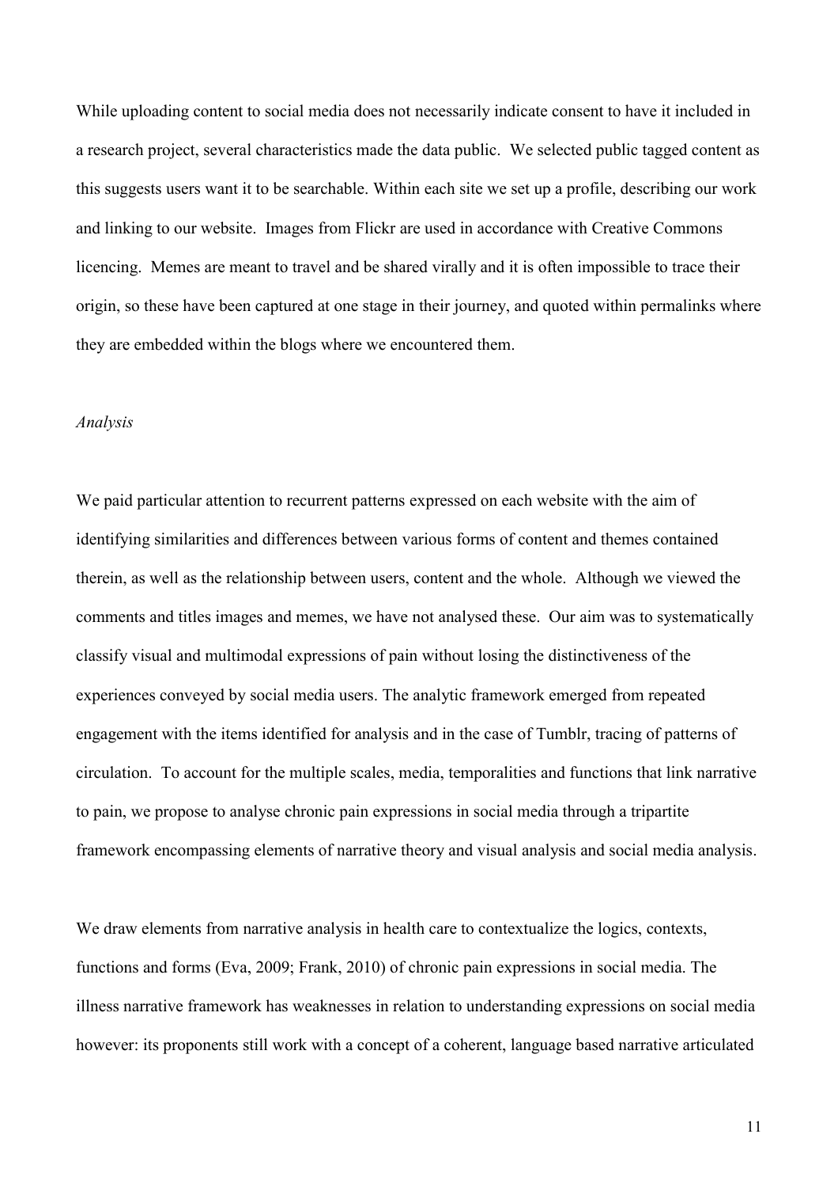While uploading content to social media does not necessarily indicate consent to have it included in a research project, several characteristics made the data public. We selected public tagged content as this suggests users want it to be searchable. Within each site we set up a profile, describing our work and linking to our website. Images from Flickr are used in accordance with Creative Commons licencing. Memes are meant to travel and be shared virally and it is often impossible to trace their origin, so these have been captured at one stage in their journey, and quoted within permalinks where they are embedded within the blogs where we encountered them.

*Analysis*

We paid particular attention to recurrent patterns expressed on each website with the aim of identifying similarities and differences between various forms of content and themes contained therein, as well as the relationship between users, content and the whole. Although we viewed the comments and titles images and memes, we have not analysed these. Our aim was to systematically classify visual and multimodal expressions of pain without losing the distinctiveness of the experiences conveyed by social media users. The analytic framework emerged from repeated engagement with the items identified for analysis and in the case of Tumblr, tracing of patterns of circulation. To account for the multiple scales, media, temporalities and functions that link narrative to pain, we propose to analyse chronic pain expressions in social media through a tripartite framework encompassing elements of narrative theory and visual analysis and social media analysis.

We draw elements from narrative analysis in health care to contextualize the logics, contexts, functions and forms (Eva, 2009; Frank, 2010) of chronic pain expressions in social media. The illness narrative framework has weaknesses in relation to understanding expressions on social media however: its proponents still work with a concept of a coherent, language based narrative articulated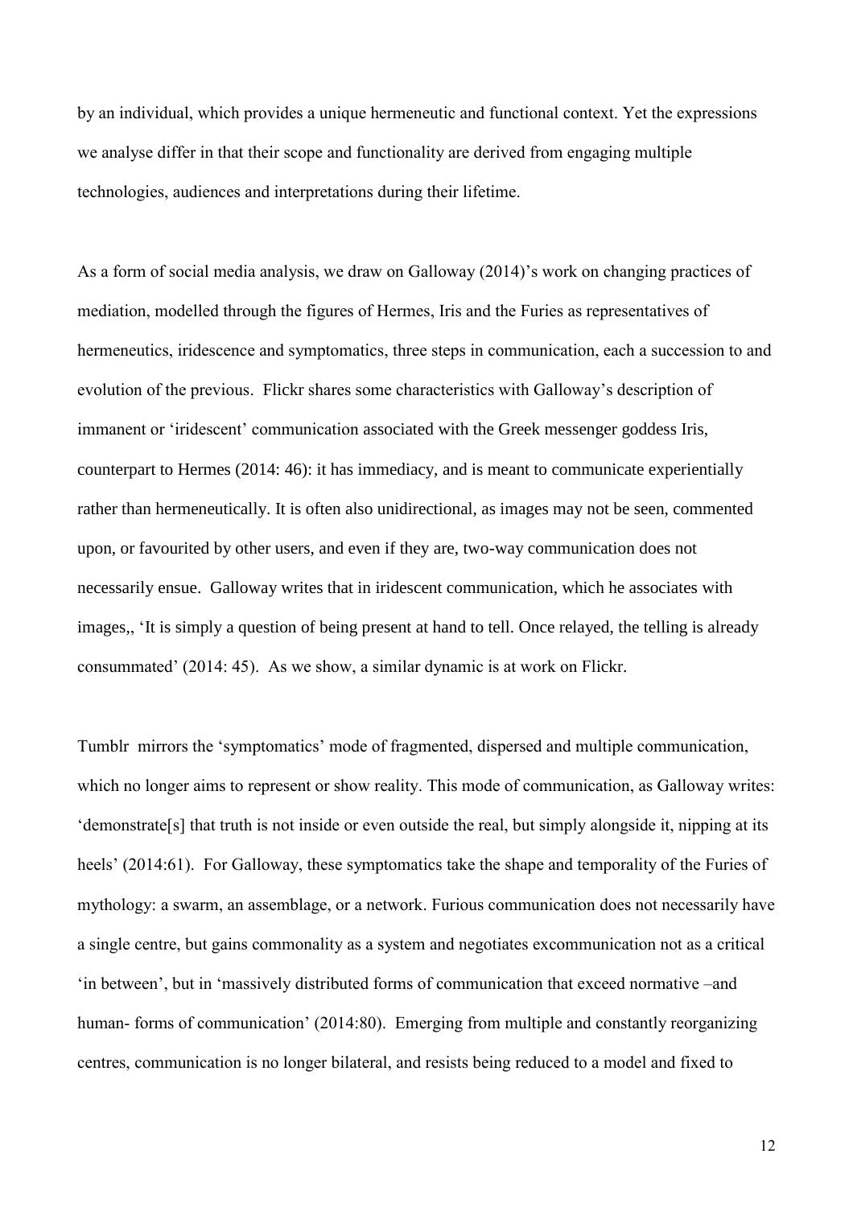by an individual, which provides a unique hermeneutic and functional context. Yet the expressions we analyse differ in that their scope and functionality are derived from engaging multiple technologies, audiences and interpretations during their lifetime.

As a form of social media analysis, we draw on Galloway (2014)'s work on changing practices of mediation, modelled through the figures of Hermes, Iris and the Furies as representatives of hermeneutics, iridescence and symptomatics, three steps in communication, each a succession to and evolution of the previous. Flickr shares some characteristics with Galloway's description of immanent or 'iridescent' communication associated with the Greek messenger goddess Iris, counterpart to Hermes (2014: 46): it has immediacy, and is meant to communicate experientially rather than hermeneutically. It is often also unidirectional, as images may not be seen, commented upon, or favourited by other users, and even if they are, two-way communication does not necessarily ensue. Galloway writes that in iridescent communication, which he associates with images,, 'It is simply a question of being present at hand to tell. Once relayed, the telling is already consummated' (2014: 45). As we show, a similar dynamic is at work on Flickr.

Tumblr mirrors the 'symptomatics' mode of fragmented, dispersed and multiple communication, which no longer aims to represent or show reality. This mode of communication, as Galloway writes: 'demonstrate[s] that truth is not inside or even outside the real, but simply alongside it, nipping at its heels' (2014:61). For Galloway, these symptomatics take the shape and temporality of the Furies of mythology: a swarm, an assemblage, or a network. Furious communication does not necessarily have a single centre, but gains commonality as a system and negotiates excommunication not as a critical 'in between', but in 'massively distributed forms of communication that exceed normative –and human- forms of communication' (2014:80). Emerging from multiple and constantly reorganizing centres, communication is no longer bilateral, and resists being reduced to a model and fixed to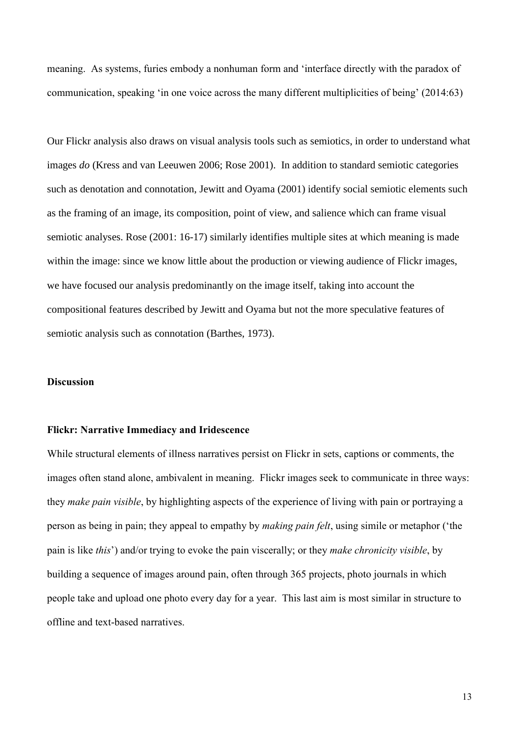meaning. As systems, furies embody a nonhuman form and 'interface directly with the paradox of communication, speaking 'in one voice across the many different multiplicities of being' (2014:63)

Our Flickr analysis also draws on visual analysis tools such as semiotics, in order to understand what images *do* (Kress and van Leeuwen 2006; Rose 2001). In addition to standard semiotic categories such as denotation and connotation, Jewitt and Oyama (2001) identify social semiotic elements such as the framing of an image, its composition, point of view, and salience which can frame visual semiotic analyses. Rose (2001: 16-17) similarly identifies multiple sites at which meaning is made within the image: since we know little about the production or viewing audience of Flickr images, we have focused our analysis predominantly on the image itself, taking into account the compositional features described by Jewitt and Oyama but not the more speculative features of semiotic analysis such as connotation (Barthes, 1973).

## Discussion

### Flickr: Narrative Immediacy and Iridescence

While structural elements of illness narratives persist on Flickr in sets, captions or comments, the images often stand alone, ambivalent in meaning. Flickr images seek to communicate in three ways: they *make pain visible*, by highlighting aspects of the experience of living with pain or portraying a person as being in pain; they appeal to empathy by *making pain felt*, using simile or metaphor ('the pain is like *this*') and/or trying to evoke the pain viscerally; or they *make chronicity visible*, by building a sequence of images around pain, often through 365 projects, photo journals in which people take and upload one photo every day for a year. This last aim is most similar in structure to offline and text-based narratives.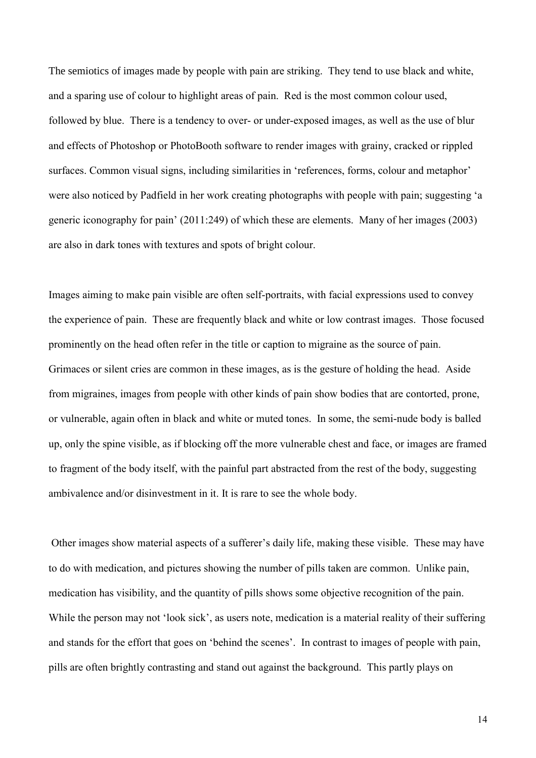The semiotics of images made by people with pain are striking. They tend to use black and white, and a sparing use of colour to highlight areas of pain. Red is the most common colour used, followed by blue. There is a tendency to over- or under-exposed images, as well as the use of blur and effects of Photoshop or PhotoBooth software to render images with grainy, cracked or rippled surfaces. Common visual signs, including similarities in 'references, forms, colour and metaphor' were also noticed by Padfield in her work creating photographs with people with pain; suggesting 'a generic iconography for pain' (2011:249) of which these are elements. Many of her images (2003) are also in dark tones with textures and spots of bright colour.

Images aiming to make pain visible are often self-portraits, with facial expressions used to convey the experience of pain. These are frequently black and white or low contrast images. Those focused prominently on the head often refer in the title or caption to migraine as the source of pain. Grimaces or silent cries are common in these images, as is the gesture of holding the head. Aside from migraines, images from people with other kinds of pain show bodies that are contorted, prone, or vulnerable, again often in black and white or muted tones. In some, the semi-nude body is balled up, only the spine visible, as if blocking off the more vulnerable chest and face, or images are framed to fragment of the body itself, with the painful part abstracted from the rest of the body, suggesting ambivalence and/or disinvestment in it. It is rare to see the whole body.

Other images show material aspects of a sufferer's daily life, making these visible. These may have to do with medication, and pictures showing the number of pills taken are common. Unlike pain, medication has visibility, and the quantity of pills shows some objective recognition of the pain. While the person may not 'look sick', as users note, medication is a material reality of their suffering and stands for the effort that goes on 'behind the scenes'. In contrast to images of people with pain, pills are often brightly contrasting and stand out against the background. This partly plays on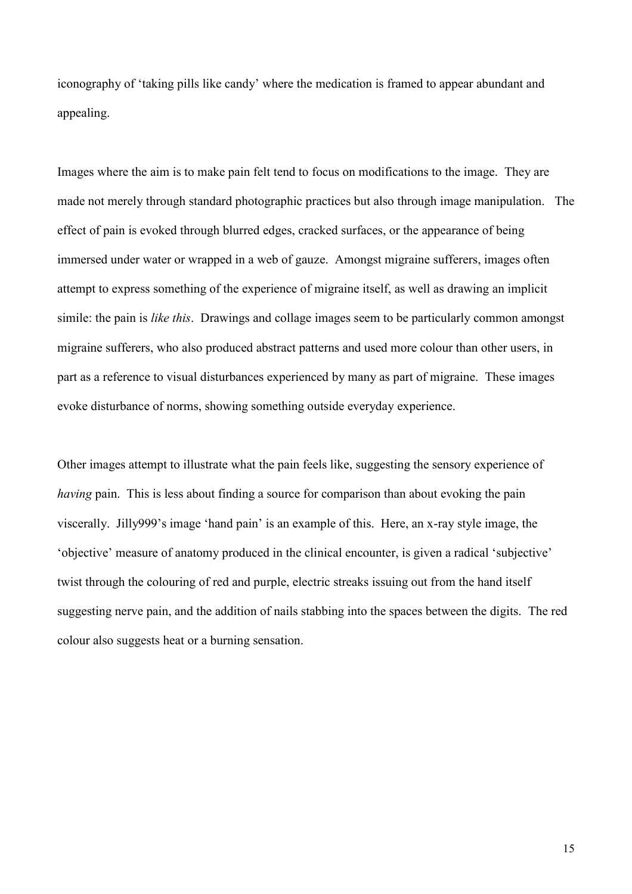iconography of 'taking pills like candy' where the medication is framed to appear abundant and appealing.

Images where the aim is to make pain felt tend to focus on modifications to the image. They are made not merely through standard photographic practices but also through image manipulation. The effect of pain is evoked through blurred edges, cracked surfaces, or the appearance of being immersed under water or wrapped in a web of gauze. Amongst migraine sufferers, images often attempt to express something of the experience of migraine itself, as well as drawing an implicit simile: the pain is *like this*. Drawings and collage images seem to be particularly common amongst migraine sufferers, who also produced abstract patterns and used more colour than other users, in part as a reference to visual disturbances experienced by many as part of migraine. These images evoke disturbance of norms, showing something outside everyday experience.

Other images attempt to illustrate what the pain feels like, suggesting the sensory experience of *having* pain. This is less about finding a source for comparison than about evoking the pain viscerally. Jilly999's image 'hand pain' is an example of this. Here, an x-ray style image, the 'objective' measure of anatomy produced in the clinical encounter, is given a radical 'subjective' twist through the colouring of red and purple, electric streaks issuing out from the hand itself suggesting nerve pain, and the addition of nails stabbing into the spaces between the digits. The red colour also suggests heat or a burning sensation.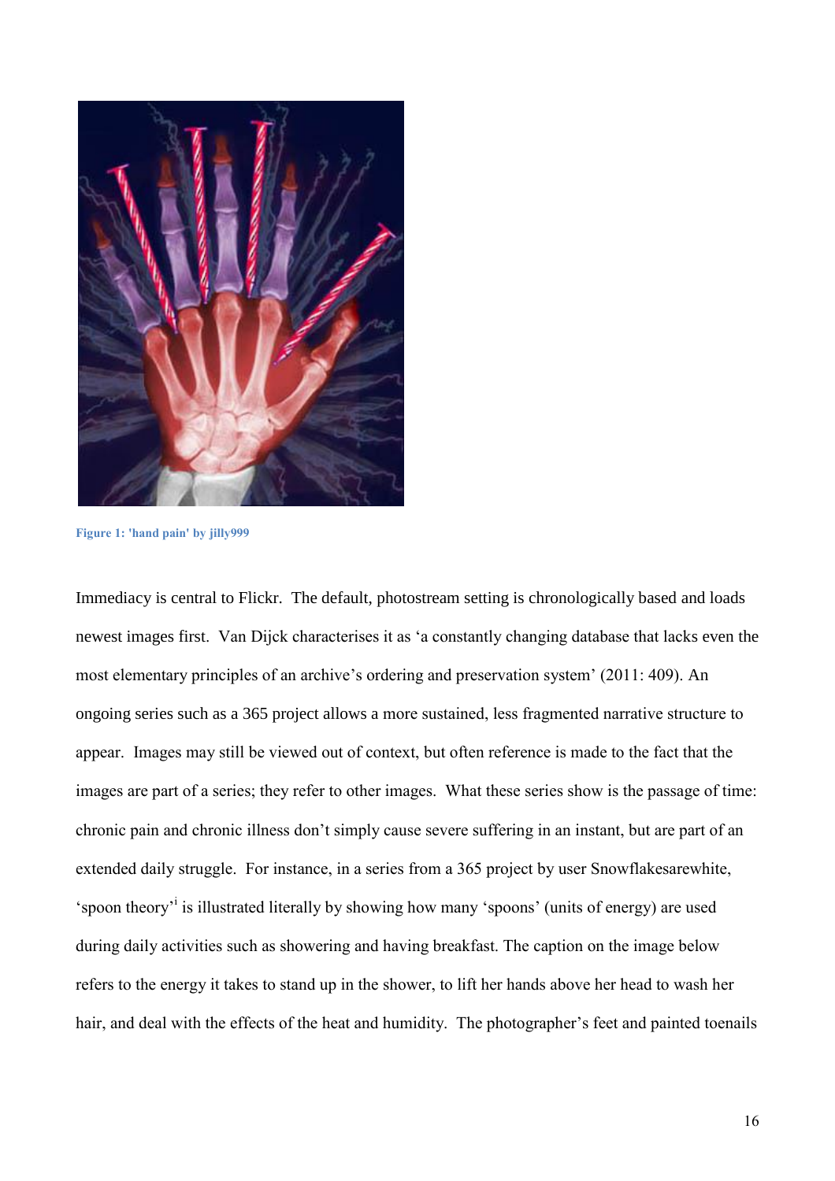Figure 1: 'hand pain' by jilly999

Immediacy is central to Flickr. The default, photostream setting is chronologically based and loads newest images first. Van Dijck characterises it as 'a constantly changing database that lacks even the most elementary principles of an archive's ordering and preservation system' (2011: 409). An ongoing series such as a 365 project allows a more sustained, less fragmented narrative structure to appear. Images may still be viewed out of context, but often reference is made to the fact that the images are part of a series; they refer to other images. What these series show is the passage of time: chronic pain and chronic illness don't simply cause severe suffering in an instant, but are part of an extended daily struggle. For instance, in a series from a 365 project by user Snowflakesarewhite, 'spoon theory'[i] is illustrated literally by showing how many 'spoons' (units of energy) are used during daily activities such as showering and having breakfast. The caption on the image below refers to the energy it takes to stand up in the shower, to lift her hands above her head to wash her hair, and deal with the effects of the heat and humidity. The photographer's feet and painted toenails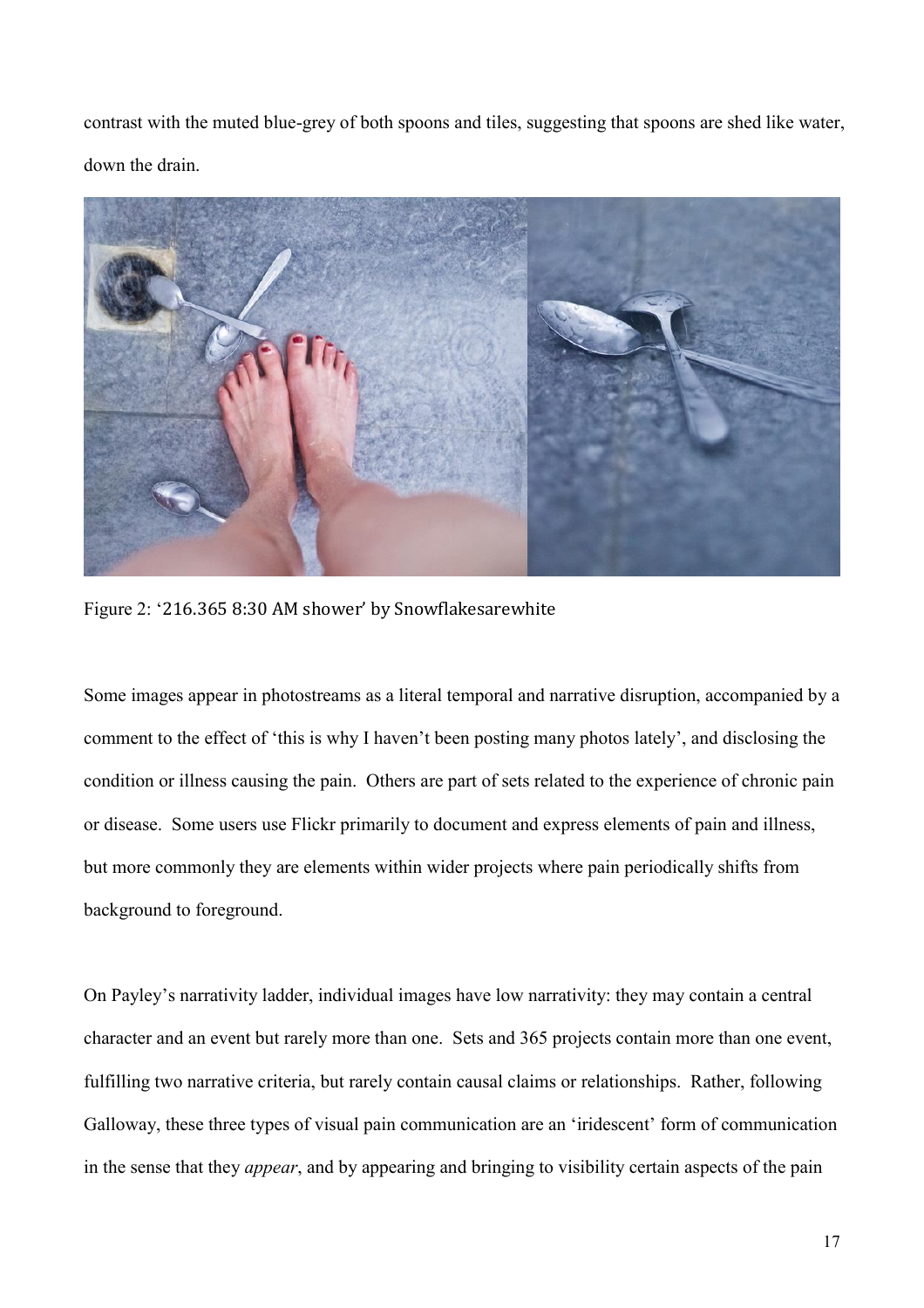contrast with the muted blue-grey of both spoons and tiles, suggesting that spoons are shed like water, down the drain.

Figure 2: '216.365 8:30 AM shower' by Snowflakesarewhite

Some images appear in photostreams as a literal temporal and narrative disruption, accompanied by a comment to the effect of 'this is why I haven't been posting many photos lately', and disclosing the condition or illness causing the pain. Others are part of sets related to the experience of chronic pain or disease. Some users use Flickr primarily to document and express elements of pain and illness, but more commonly they are elements within wider projects where pain periodically shifts from background to foreground.

On Payley's narrativity ladder, individual images have low narrativity: they may contain a central character and an event but rarely more than one. Sets and 365 projects contain more than one event, fulfilling two narrative criteria, but rarely contain causal claims or relationships. Rather, following Galloway, these three types of visual pain communication are an 'iridescent' form of communication in the sense that they *appear*, and by appearing and bringing to visibility certain aspects of the pain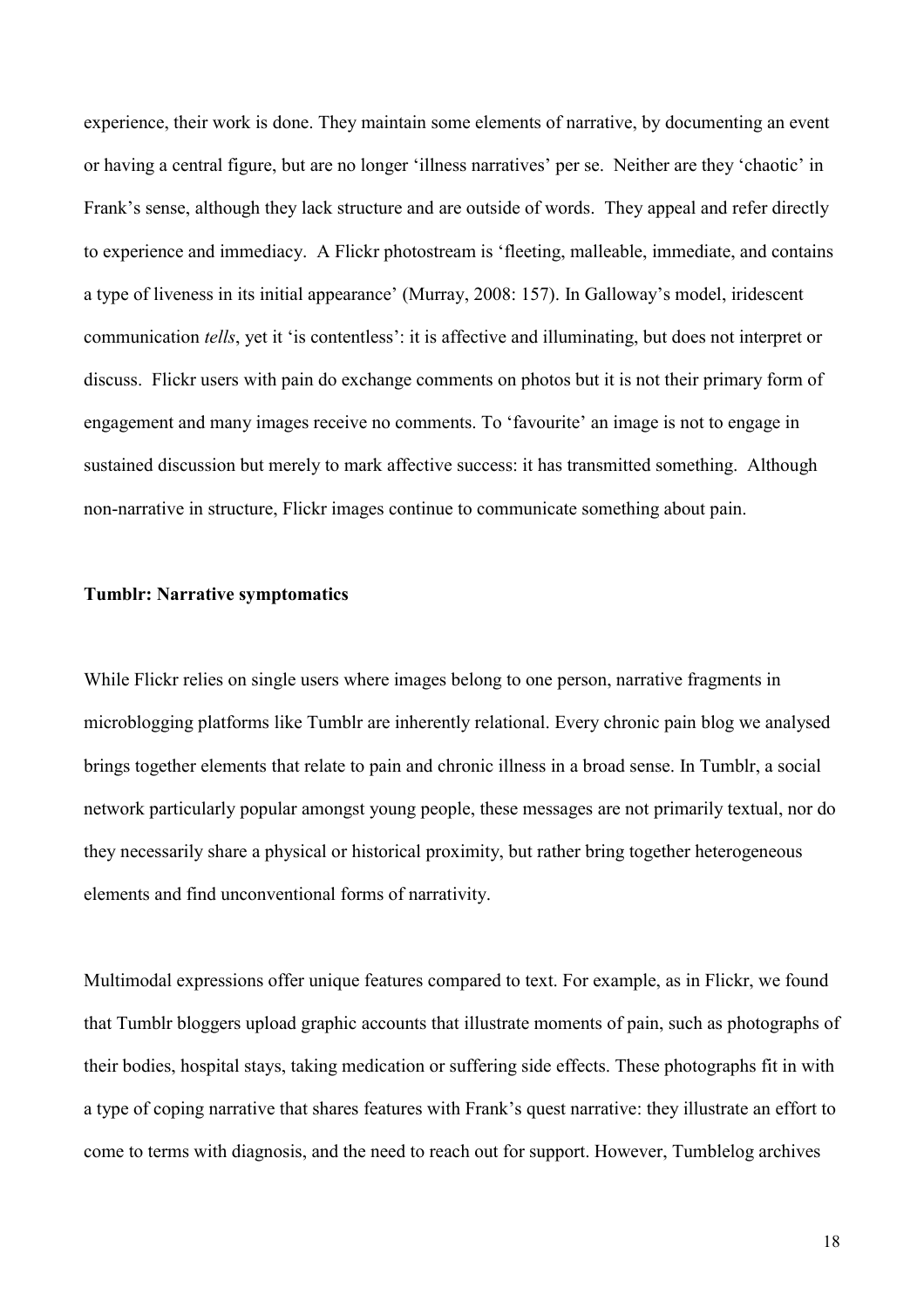experience, their work is done. They maintain some elements of narrative, by documenting an event or having a central figure, but are no longer 'illness narratives' per se. Neither are they 'chaotic' in Frank's sense, although they lack structure and are outside of words. They appeal and refer directly to experience and immediacy. A Flickr photostream is 'fleeting, malleable, immediate, and contains a type of liveness in its initial appearance' (Murray, 2008: 157). In Galloway's model, iridescent communication *tells*, yet it 'is contentless': it is affective and illuminating, but does not interpret or discuss. Flickr users with pain do exchange comments on photos but it is not their primary form of engagement and many images receive no comments. To 'favourite' an image is not to engage in sustained discussion but merely to mark affective success: it has transmitted something. Although non-narrative in structure, Flickr images continue to communicate something about pain.

**Tumblr: Narrative symptomatics**

While Flickr relies on single users where images belong to one person, narrative fragments in microblogging platforms like Tumblr are inherently relational. Every chronic pain blog we analysed brings together elements that relate to pain and chronic illness in a broad sense. In Tumblr, a social network particularly popular amongst young people, these messages are not primarily textual, nor do they necessarily share a physical or historical proximity, but rather bring together heterogeneous elements and find unconventional forms of narrativity.

Multimodal expressions offer unique features compared to text. For example, as in Flickr, we found that Tumblr bloggers upload graphic accounts that illustrate moments of pain, such as photographs of their bodies, hospital stays, taking medication or suffering side effects. These photographs fit in with a type of coping narrative that shares features with Frank's quest narrative: they illustrate an effort to come to terms with diagnosis, and the need to reach out for support. However, Tumblelog archives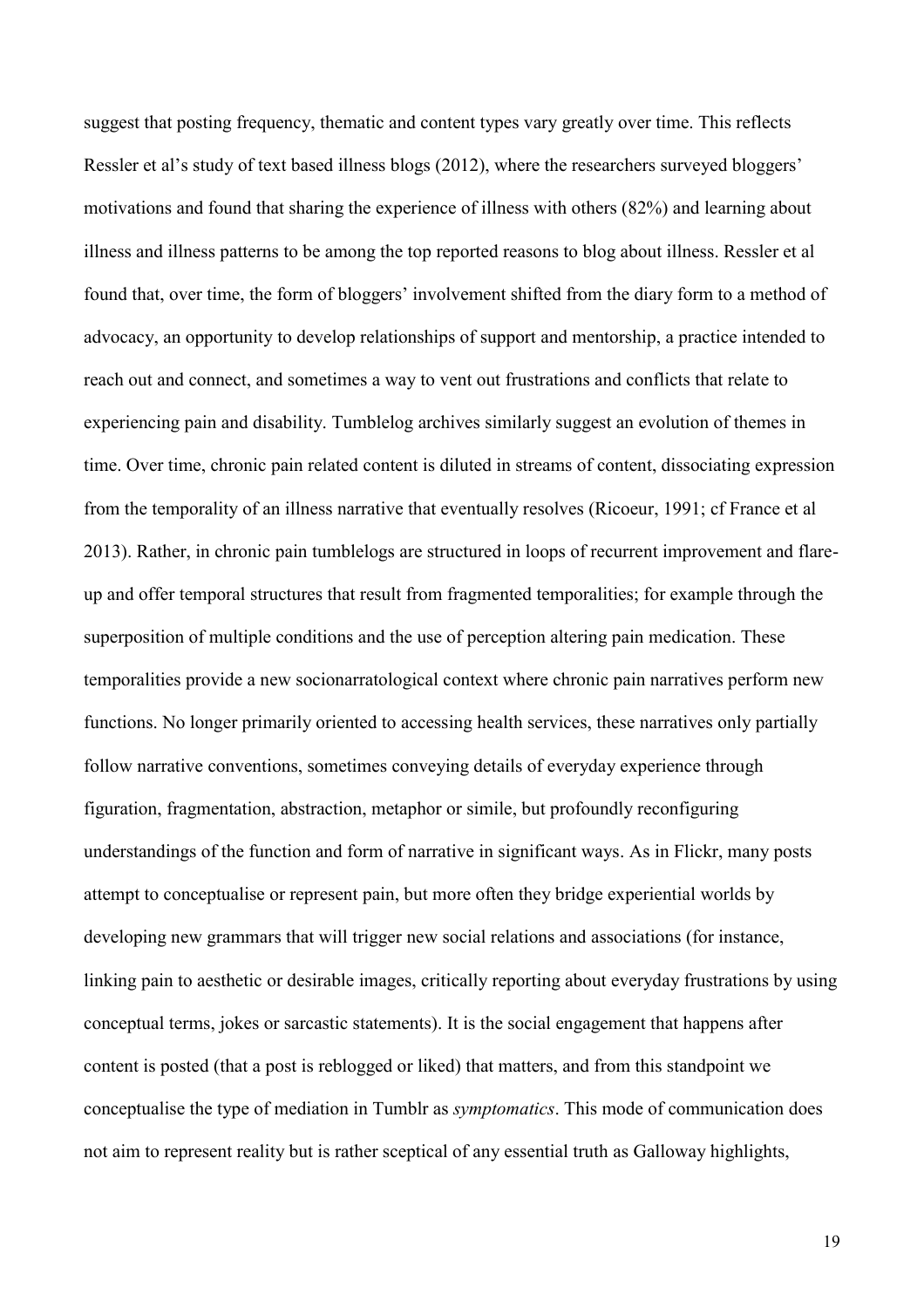suggest that posting frequency, thematic and content types vary greatly over time. This reflects Ressler et al's study of text based illness blogs (2012), where the researchers surveyed bloggers' motivations and found that sharing the experience of illness with others (82%) and learning about illness and illness patterns to be among the top reported reasons to blog about illness. Ressler et al found that, over time, the form of bloggers' involvement shifted from the diary form to a method of advocacy, an opportunity to develop relationships of support and mentorship, a practice intended to reach out and connect, and sometimes a way to vent out frustrations and conflicts that relate to experiencing pain and disability. Tumblelog archives similarly suggest an evolution of themes in time. Over time, chronic pain related content is diluted in streams of content, dissociating expression from the temporality of an illness narrative that eventually resolves (Ricoeur, 1991; cf France et al 2013). Rather, in chronic pain tumblelogs are structured in loops of recurrent improvement and flare-up and offer temporal structures that result from fragmented temporalities; for example through the superposition of multiple conditions and the use of perception altering pain medication. These temporalities provide a new socionarratological context where chronic pain narratives perform new functions. No longer primarily oriented to accessing health services, these narratives only partially follow narrative conventions, sometimes conveying details of everyday experience through figuration, fragmentation, abstraction, metaphor or simile, but profoundly reconfiguring understandings of the function and form of narrative in significant ways. As in Flickr, many posts attempt to conceptualise or represent pain, but more often they bridge experiential worlds by developing new grammars that will trigger new social relations and associations (for instance, linking pain to aesthetic or desirable images, critically reporting about everyday frustrations by using conceptual terms, jokes or sarcastic statements). It is the social engagement that happens after content is posted (that a post is reblogged or liked) that matters, and from this standpoint we conceptualise the type of mediation in Tumblr as *symptomatics*. This mode of communication does not aim to represent reality but is rather sceptical of any essential truth as Galloway highlights,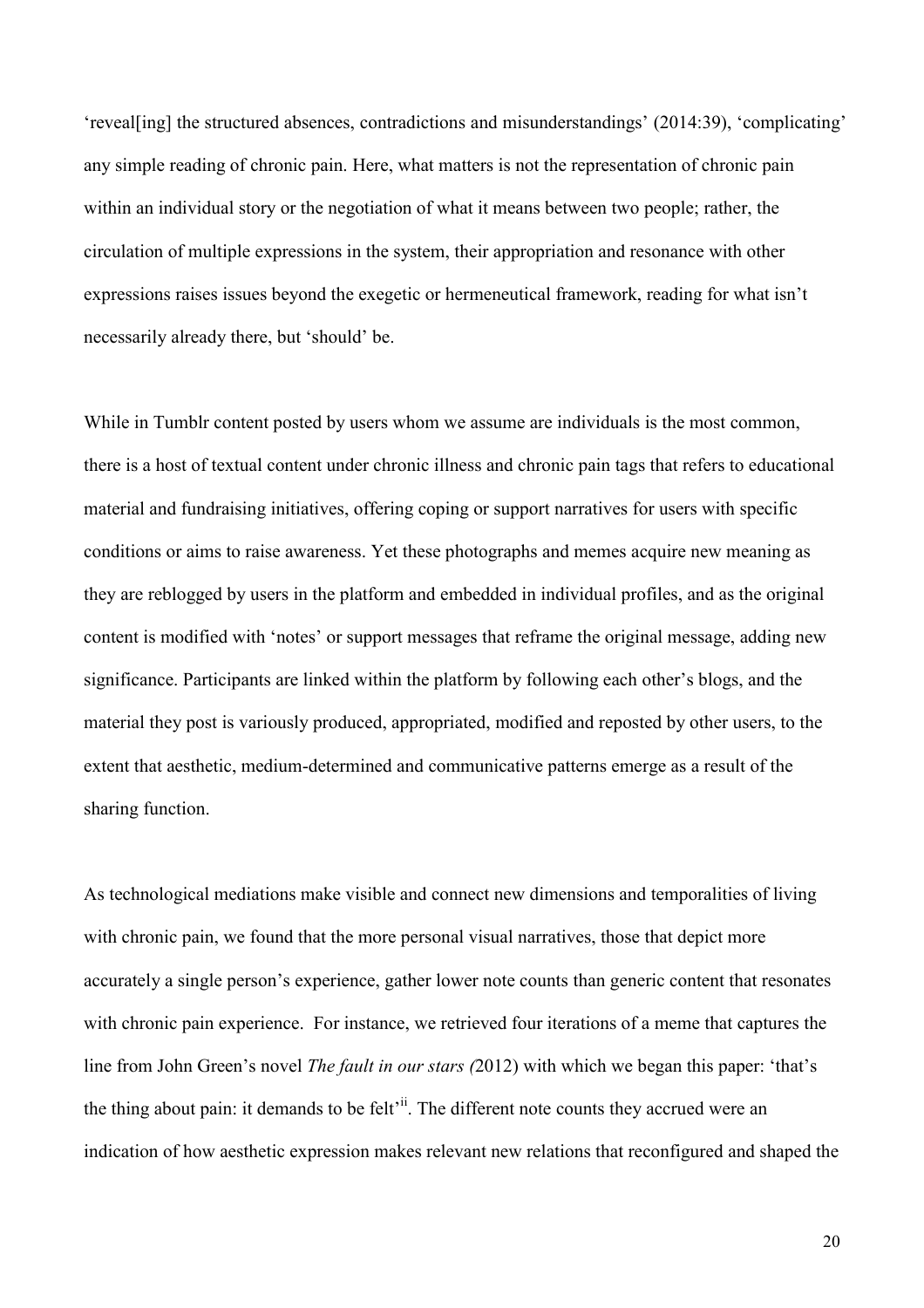'reveal[ing] the structured absences, contradictions and misunderstandings' (2014:39), 'complicating' any simple reading of chronic pain. Here, what matters is not the representation of chronic pain within an individual story or the negotiation of what it means between two people; rather, the circulation of multiple expressions in the system, their appropriation and resonance with other expressions raises issues beyond the exegetic or hermeneutical framework, reading for what isn't necessarily already there, but 'should' be.

While in Tumblr content posted by users whom we assume are individuals is the most common, there is a host of textual content under chronic illness and chronic pain tags that refers to educational material and fundraising initiatives, offering coping or support narratives for users with specific conditions or aims to raise awareness. Yet these photographs and memes acquire new meaning as they are reblogged by users in the platform and embedded in individual profiles, and as the original content is modified with 'notes' or support messages that reframe the original message, adding new significance. Participants are linked within the platform by following each other's blogs, and the material they post is variously produced, appropriated, modified and reposted by other users, to the extent that aesthetic, medium-determined and communicative patterns emerge as a result of the sharing function.

As technological mediations make visible and connect new dimensions and temporalities of living with chronic pain, we found that the more personal visual narratives, those that depict more accurately a single person's experience, gather lower note counts than generic content that resonates with chronic pain experience. For instance, we retrieved four iterations of a meme that captures the line from John Green's novel *The fault in our stars (*2012) with which we began this paper: 'that's the thing about pain: it demands to be felt'[ii]. The different note counts they accrued were an indication of how aesthetic expression makes relevant new relations that reconfigured and shaped the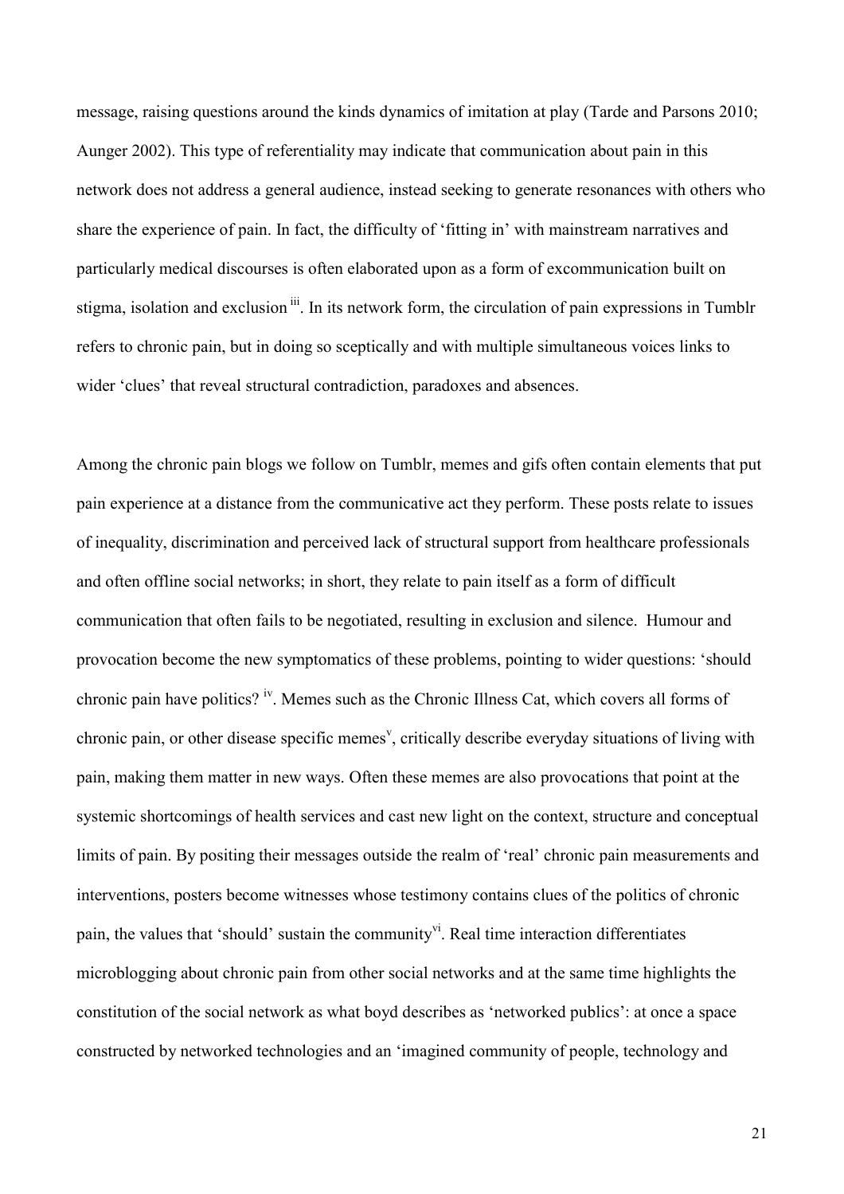message, raising questions around the kinds dynamics of imitation at play (Tarde and Parsons 2010; Aunger 2002). This type of referentiality may indicate that communication about pain in this network does not address a general audience, instead seeking to generate resonances with others who share the experience of pain. In fact, the difficulty of 'fitting in' with mainstream narratives and particularly medical discourses is often elaborated upon as a form of excommunication built on stigma, isolation and exclusion [iii]. In its network form, the circulation of pain expressions in Tumblr refers to chronic pain, but in doing so sceptically and with multiple simultaneous voices links to wider 'clues' that reveal structural contradiction, paradoxes and absences.

Among the chronic pain blogs we follow on Tumblr, memes and gifs often contain elements that put pain experience at a distance from the communicative act they perform. These posts relate to issues of inequality, discrimination and perceived lack of structural support from healthcare professionals and often offline social networks; in short, they relate to pain itself as a form of difficult communication that often fails to be negotiated, resulting in exclusion and silence. Humour and provocation become the new symptomatics of these problems, pointing to wider questions: 'should chronic pain have politics? [iv]. Memes such as the Chronic Illness Cat, which covers all forms of chronic pain, or other disease specific memes[v], critically describe everyday situations of living with pain, making them matter in new ways. Often these memes are also provocations that point at the systemic shortcomings of health services and cast new light on the context, structure and conceptual limits of pain. By positing their messages outside the realm of 'real' chronic pain measurements and interventions, posters become witnesses whose testimony contains clues of the politics of chronic pain, the values that 'should' sustain the community[vi]. Real time interaction differentiates microblogging about chronic pain from other social networks and at the same time highlights the constitution of the social network as what boyd describes as 'networked publics': at once a space constructed by networked technologies and an 'imagined community of people, technology and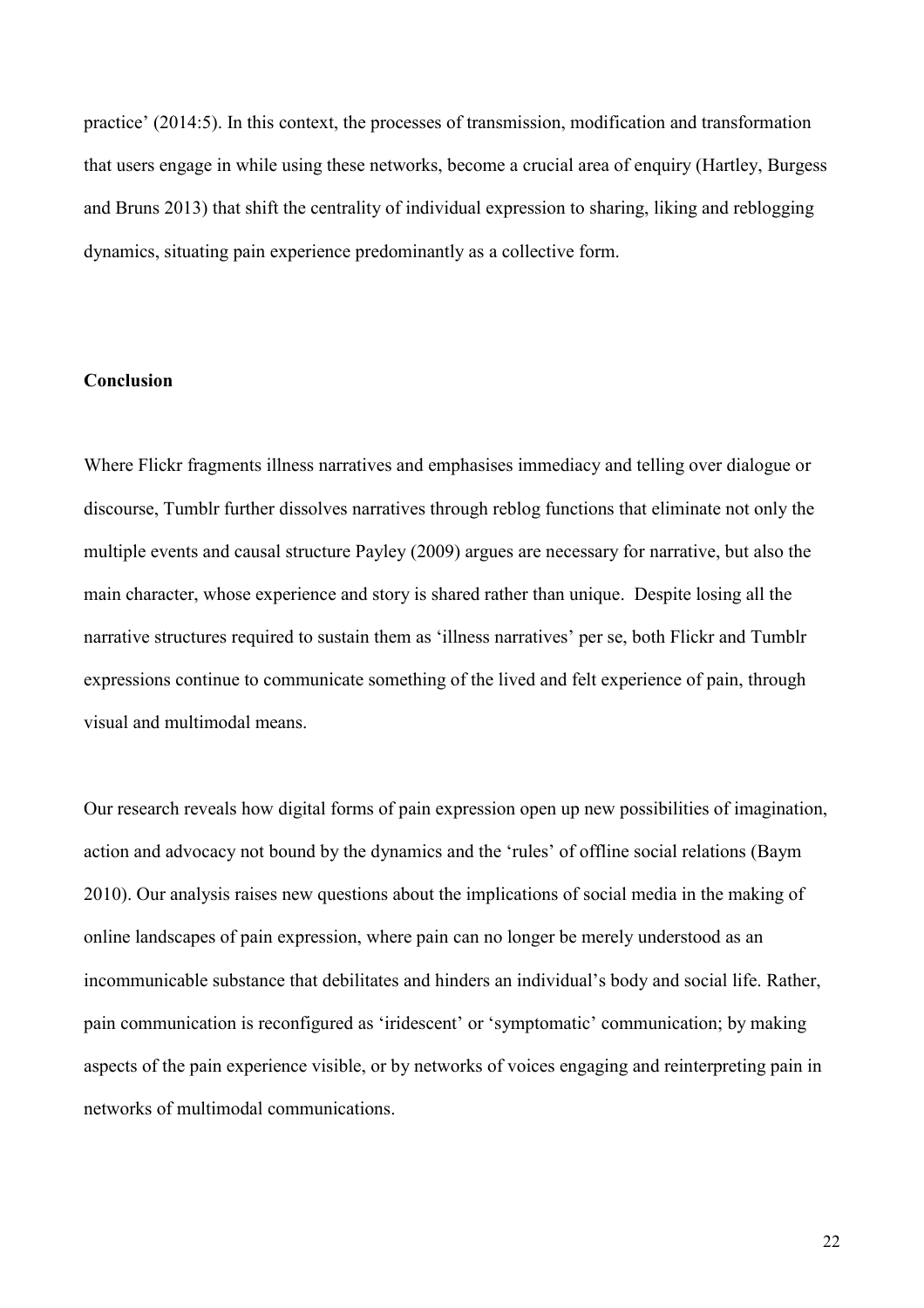practice' (2014:5). In this context, the processes of transmission, modification and transformation that users engage in while using these networks, become a crucial area of enquiry (Hartley, Burgess and Bruns 2013) that shift the centrality of individual expression to sharing, liking and reblogging dynamics, situating pain experience predominantly as a collective form.

## Conclusion

Where Flickr fragments illness narratives and emphasises immediacy and telling over dialogue or discourse, Tumblr further dissolves narratives through reblog functions that eliminate not only the multiple events and causal structure Payley (2009) argues are necessary for narrative, but also the main character, whose experience and story is shared rather than unique. Despite losing all the narrative structures required to sustain them as 'illness narratives' per se, both Flickr and Tumblr expressions continue to communicate something of the lived and felt experience of pain, through visual and multimodal means.

Our research reveals how digital forms of pain expression open up new possibilities of imagination, action and advocacy not bound by the dynamics and the 'rules' of offline social relations (Baym 2010). Our analysis raises new questions about the implications of social media in the making of online landscapes of pain expression, where pain can no longer be merely understood as an incommunicable substance that debilitates and hinders an individual's body and social life. Rather, pain communication is reconfigured as 'iridescent' or 'symptomatic' communication; by making aspects of the pain experience visible, or by networks of voices engaging and reinterpreting pain in networks of multimodal communications.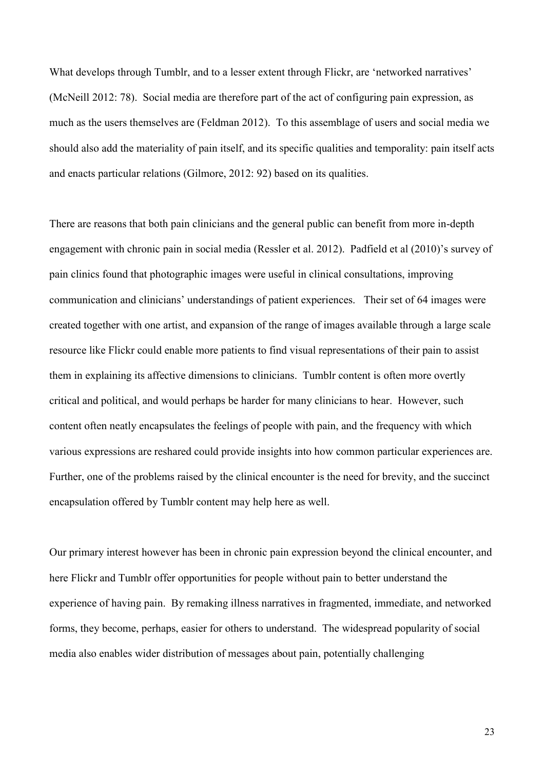What develops through Tumblr, and to a lesser extent through Flickr, are 'networked narratives' (McNeill 2012: 78). Social media are therefore part of the act of configuring pain expression, as much as the users themselves are (Feldman 2012). To this assemblage of users and social media we should also add the materiality of pain itself, and its specific qualities and temporality: pain itself acts and enacts particular relations (Gilmore, 2012: 92) based on its qualities.

There are reasons that both pain clinicians and the general public can benefit from more in-depth engagement with chronic pain in social media (Ressler et al. 2012). Padfield et al (2010)'s survey of pain clinics found that photographic images were useful in clinical consultations, improving communication and clinicians' understandings of patient experiences. Their set of 64 images were created together with one artist, and expansion of the range of images available through a large scale resource like Flickr could enable more patients to find visual representations of their pain to assist them in explaining its affective dimensions to clinicians. Tumblr content is often more overtly critical and political, and would perhaps be harder for many clinicians to hear. However, such content often neatly encapsulates the feelings of people with pain, and the frequency with which various expressions are reshared could provide insights into how common particular experiences are. Further, one of the problems raised by the clinical encounter is the need for brevity, and the succinct encapsulation offered by Tumblr content may help here as well.

Our primary interest however has been in chronic pain expression beyond the clinical encounter, and here Flickr and Tumblr offer opportunities for people without pain to better understand the experience of having pain. By remaking illness narratives in fragmented, immediate, and networked forms, they become, perhaps, easier for others to understand. The widespread popularity of social media also enables wider distribution of messages about pain, potentially challenging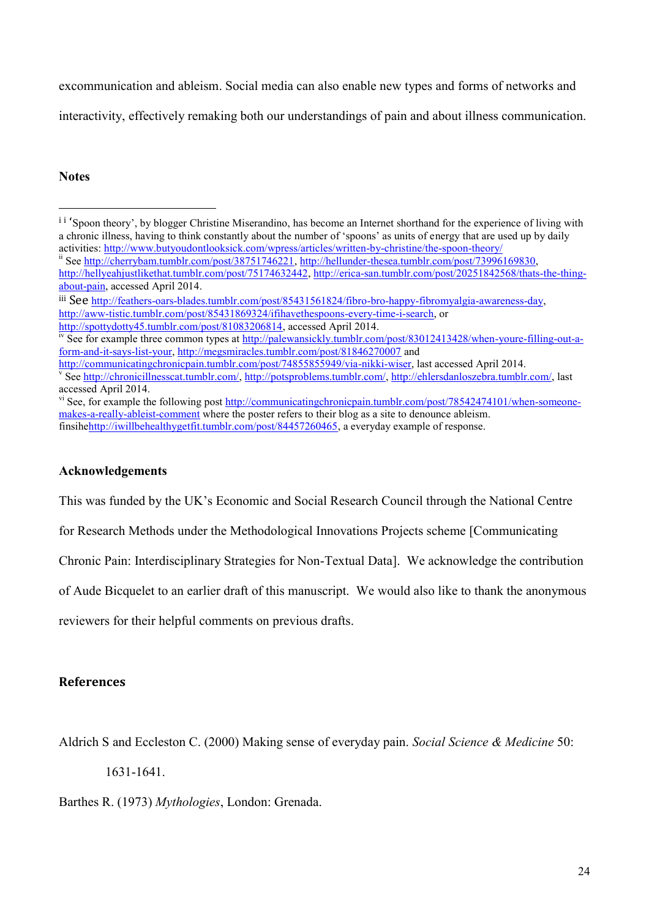excommunication and ableism. Social media can also enable new types and forms of networks and interactivity, effectively remaking both our understandings of pain and about illness communication.

## Notes

---

[i] i 'Spoon theory', by blogger Christine Miserandino, has become an Internet shorthand for the experience of living with a chronic illness, having to think constantly about the number of 'spoons' as units of energy that are used up by daily activities: http://www.butyoudontlooksick.com/wpress/articles/written-by-christine/the-spoon-theory/

[ii] See http://cherrybam.tumblr.com/post/38751746221, http://hellunder-thesea.tumblr.com/post/73996169830, http://hellyeahjustlikethat.tumblr.com/post/75174632442, http://erica-san.tumblr.com/post/20251842568/thats-the-thing-about-pain, accessed April 2014.

[iii] See http://feathers-oars-blades.tumblr.com/post/85431561824/fibro-bro-happy-fibromyalgia-awareness-day, http://aww-tistic.tumblr.com/post/85431869324/ifihavethespoons-every-time-i-search, or http://spottydotty45.tumblr.com/post/81083206814, accessed April 2014.

[iv] See for example three common types at http://palewansickly.tumblr.com/post/83012413428/when-youre-filling-out-a-form-and-it-says-list-your, http://megsmiracles.tumblr.com/post/81846270007 and http://communicatingchronicpain.tumblr.com/post/74855855949/via-nikki-wiser, last accessed April 2014.

[v] See http://chronicillnesscat.tumblr.com/, http://potsproblems.tumblr.com/, http://ehlersdanloszebra.tumblr.com/, last accessed April 2014.

[vi] See, for example the following post http://communicatingchronicpain.tumblr.com/post/78542474101/when-someone-makes-a-really-ableist-comment where the poster refers to their blog as a site to denounce ableism. finsihehttp://iwillbehealthygetfit.tumblr.com/post/84457260465, a everyday example of response.

## Acknowledgements

This was funded by the UK's Economic and Social Research Council through the National Centre for Research Methods under the Methodological Innovations Projects scheme [Communicating Chronic Pain: Interdisciplinary Strategies for Non-Textual Data]. We acknowledge the contribution of Aude Bicquelet to an earlier draft of this manuscript. We would also like to thank the anonymous reviewers for their helpful comments on previous drafts.

## References

Aldrich S and Eccleston C. (2000) Making sense of everyday pain. *Social Science & Medicine* 50: 1631-1641.

Barthes R. (1973) *Mythologies*, London: Grenada.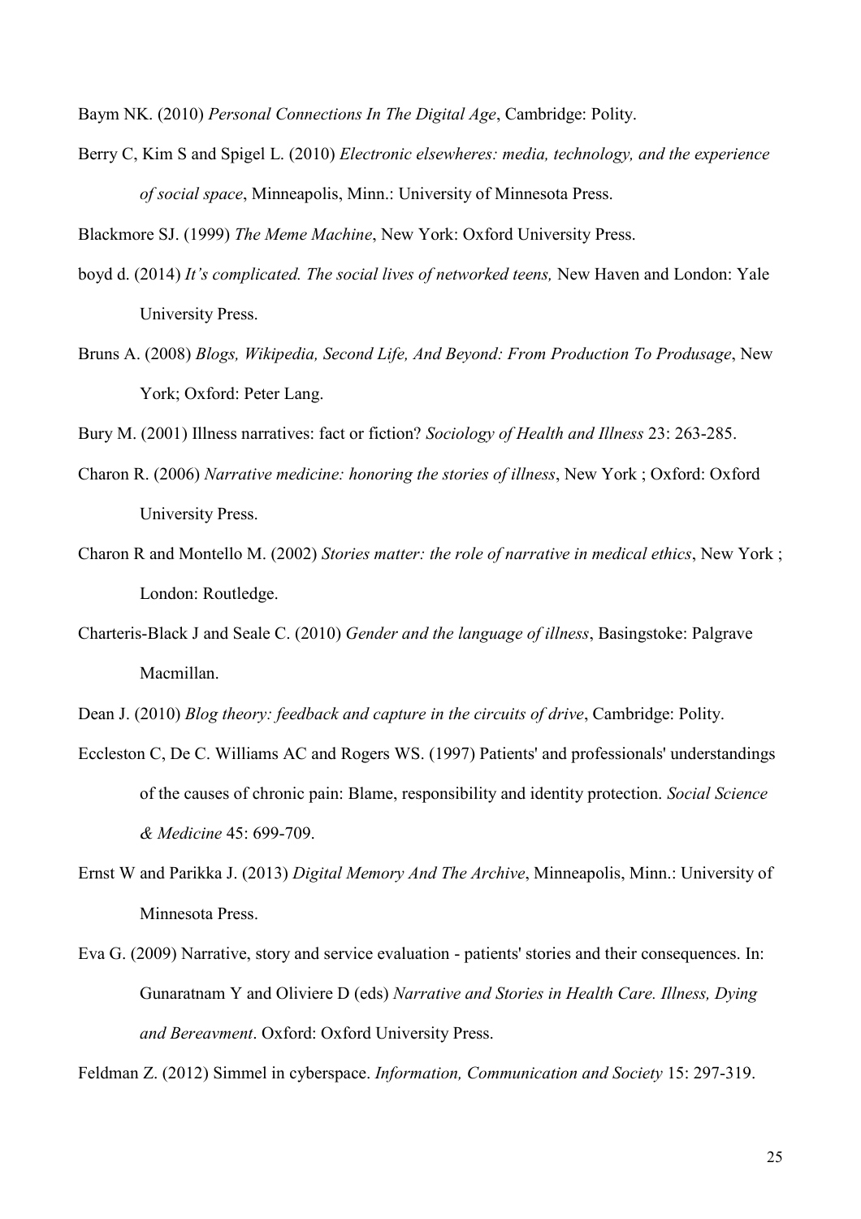Baym NK. (2010) *Personal Connections In The Digital Age*, Cambridge: Polity.

Berry C, Kim S and Spigel L. (2010) *Electronic elsewheres: media, technology, and the experience of social space*, Minneapolis, Minn.: University of Minnesota Press.

Blackmore SJ. (1999) *The Meme Machine*, New York: Oxford University Press.

boyd d. (2014) *It's complicated. The social lives of networked teens,* New Haven and London: Yale University Press.

Bruns A. (2008) *Blogs, Wikipedia, Second Life, And Beyond: From Production To Produsage*, New York; Oxford: Peter Lang.

Bury M. (2001) Illness narratives: fact or fiction? *Sociology of Health and Illness* 23: 263-285.

Charon R. (2006) *Narrative medicine: honoring the stories of illness*, New York ; Oxford: Oxford University Press.

Charon R and Montello M. (2002) *Stories matter: the role of narrative in medical ethics*, New York ; London: Routledge.

Charteris-Black J and Seale C. (2010) *Gender and the language of illness*, Basingstoke: Palgrave Macmillan.

Dean J. (2010) *Blog theory: feedback and capture in the circuits of drive*, Cambridge: Polity.

Eccleston C, De C. Williams AC and Rogers WS. (1997) Patients' and professionals' understandings of the causes of chronic pain: Blame, responsibility and identity protection. *Social Science & Medicine* 45: 699-709.

Ernst W and Parikka J. (2013) *Digital Memory And The Archive*, Minneapolis, Minn.: University of Minnesota Press.

Eva G. (2009) Narrative, story and service evaluation - patients' stories and their consequences. In: Gunaratnam Y and Oliviere D (eds) *Narrative and Stories in Health Care. Illness, Dying and Bereavment*. Oxford: Oxford University Press.

Feldman Z. (2012) Simmel in cyberspace. *Information, Communication and Society* 15: 297-319.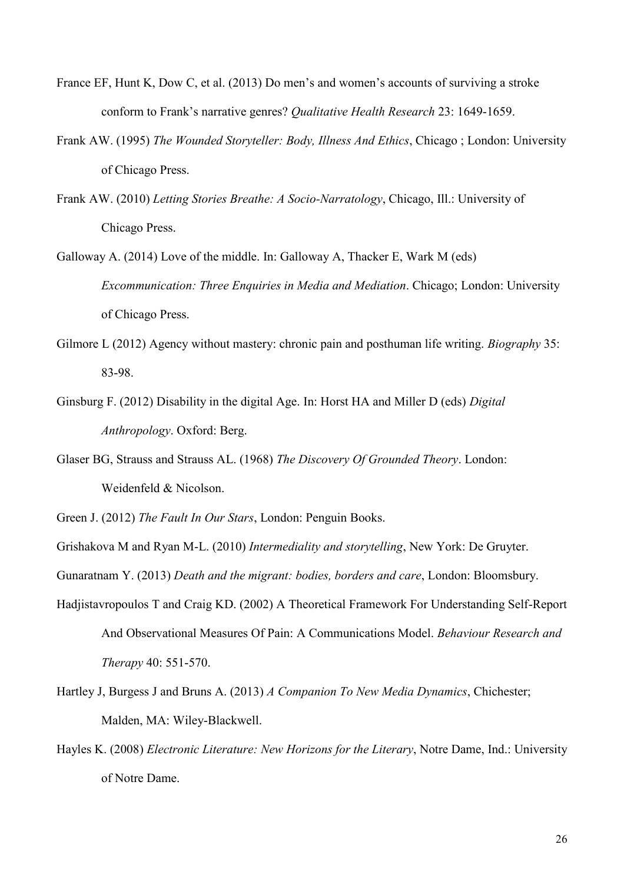France EF, Hunt K, Dow C, et al. (2013) Do men's and women's accounts of surviving a stroke conform to Frank's narrative genres? *Qualitative Health Research* 23: 1649-1659.

Frank AW. (1995) *The Wounded Storyteller: Body, Illness And Ethics*, Chicago ; London: University of Chicago Press.

Frank AW. (2010) *Letting Stories Breathe: A Socio-Narratology*, Chicago, Ill.: University of Chicago Press.

Galloway A. (2014) Love of the middle. In: Galloway A, Thacker E, Wark M (eds) *Excommunication: Three Enquiries in Media and Mediation*. Chicago; London: University of Chicago Press.

Gilmore L (2012) Agency without mastery: chronic pain and posthuman life writing. *Biography* 35: 83-98.

Ginsburg F. (2012) Disability in the digital Age. In: Horst HA and Miller D (eds) *Digital Anthropology*. Oxford: Berg.

Glaser BG, Strauss and Strauss AL. (1968) *The Discovery Of Grounded Theory*. London: Weidenfeld & Nicolson.

Green J. (2012) *The Fault In Our Stars*, London: Penguin Books.

Grishakova M and Ryan M-L. (2010) *Intermediality and storytelling*, New York: De Gruyter.

Gunaratnam Y. (2013) *Death and the migrant: bodies, borders and care*, London: Bloomsbury.

Hadjistavropoulos T and Craig KD. (2002) A Theoretical Framework For Understanding Self-Report And Observational Measures Of Pain: A Communications Model. *Behaviour Research and Therapy* 40: 551-570.

Hartley J, Burgess J and Bruns A. (2013) *A Companion To New Media Dynamics*, Chichester; Malden, MA: Wiley-Blackwell.

Hayles K. (2008) *Electronic Literature: New Horizons for the Literary*, Notre Dame, Ind.: University of Notre Dame.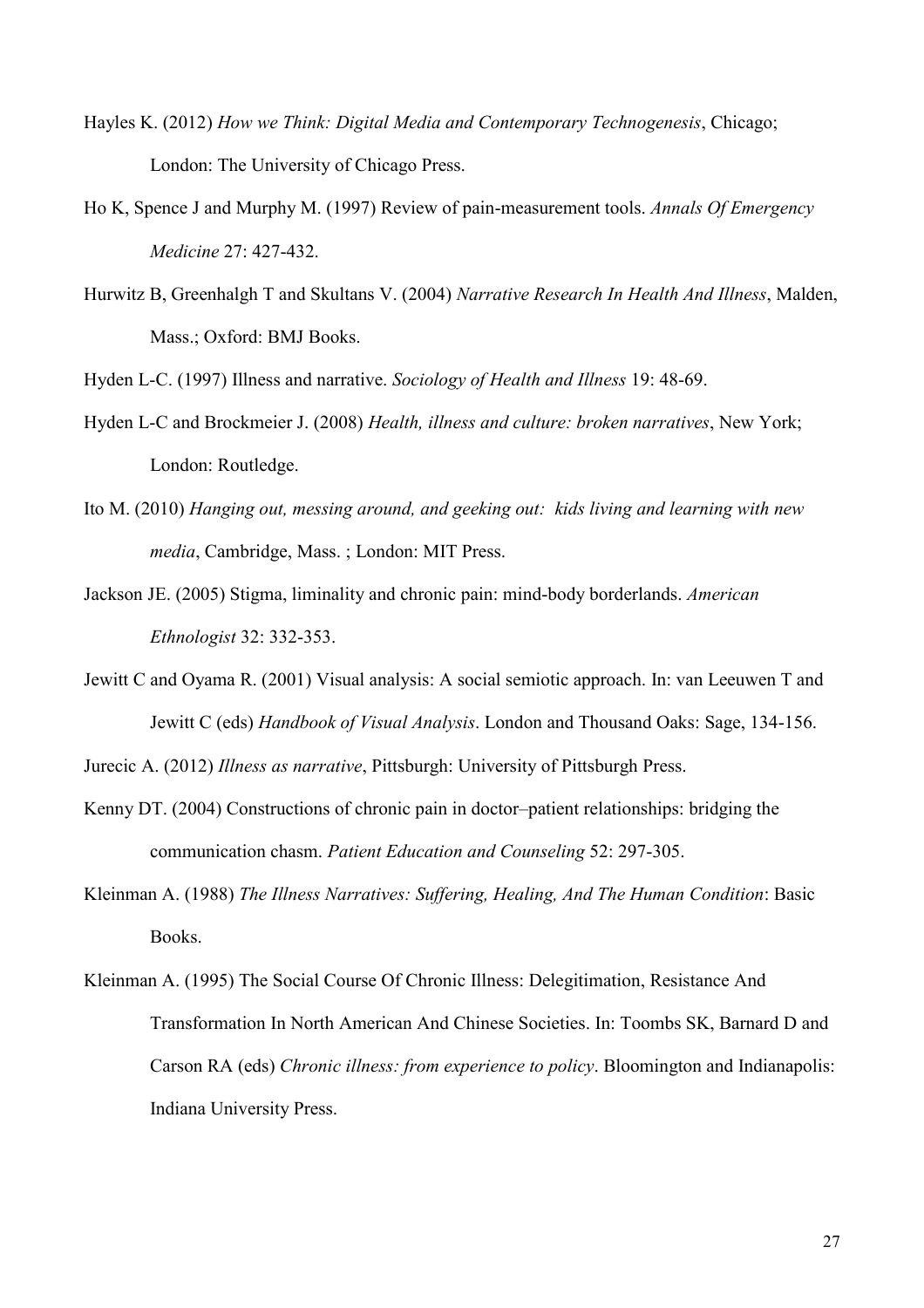Hayles K. (2012) *How we Think: Digital Media and Contemporary Technogenesis*, Chicago; London: The University of Chicago Press.

Ho K, Spence J and Murphy M. (1997) Review of pain-measurement tools. *Annals Of Emergency Medicine* 27: 427-432.

Hurwitz B, Greenhalgh T and Skultans V. (2004) *Narrative Research In Health And Illness*, Malden, Mass.; Oxford: BMJ Books.

Hyden L-C. (1997) Illness and narrative. *Sociology of Health and Illness* 19: 48-69.

Hyden L-C and Brockmeier J. (2008) *Health, illness and culture: broken narratives*, New York; London: Routledge.

Ito M. (2010) *Hanging out, messing around, and geeking out: kids living and learning with new media*, Cambridge, Mass. ; London: MIT Press.

Jackson JE. (2005) Stigma, liminality and chronic pain: mind-body borderlands. *American Ethnologist* 32: 332-353.

Jewitt C and Oyama R. (2001) Visual analysis: A social semiotic approach. In: van Leeuwen T and Jewitt C (eds) *Handbook of Visual Analysis*. London and Thousand Oaks: Sage, 134-156.

Jurecic A. (2012) *Illness as narrative*, Pittsburgh: University of Pittsburgh Press.

Kenny DT. (2004) Constructions of chronic pain in doctor–patient relationships: bridging the communication chasm. *Patient Education and Counseling* 52: 297-305.

Kleinman A. (1988) *The Illness Narratives: Suffering, Healing, And The Human Condition*: Basic Books.

Kleinman A. (1995) The Social Course Of Chronic Illness: Delegitimation, Resistance And Transformation In North American And Chinese Societies. In: Toombs SK, Barnard D and Carson RA (eds) *Chronic illness: from experience to policy*. Bloomington and Indianapolis: Indiana University Press.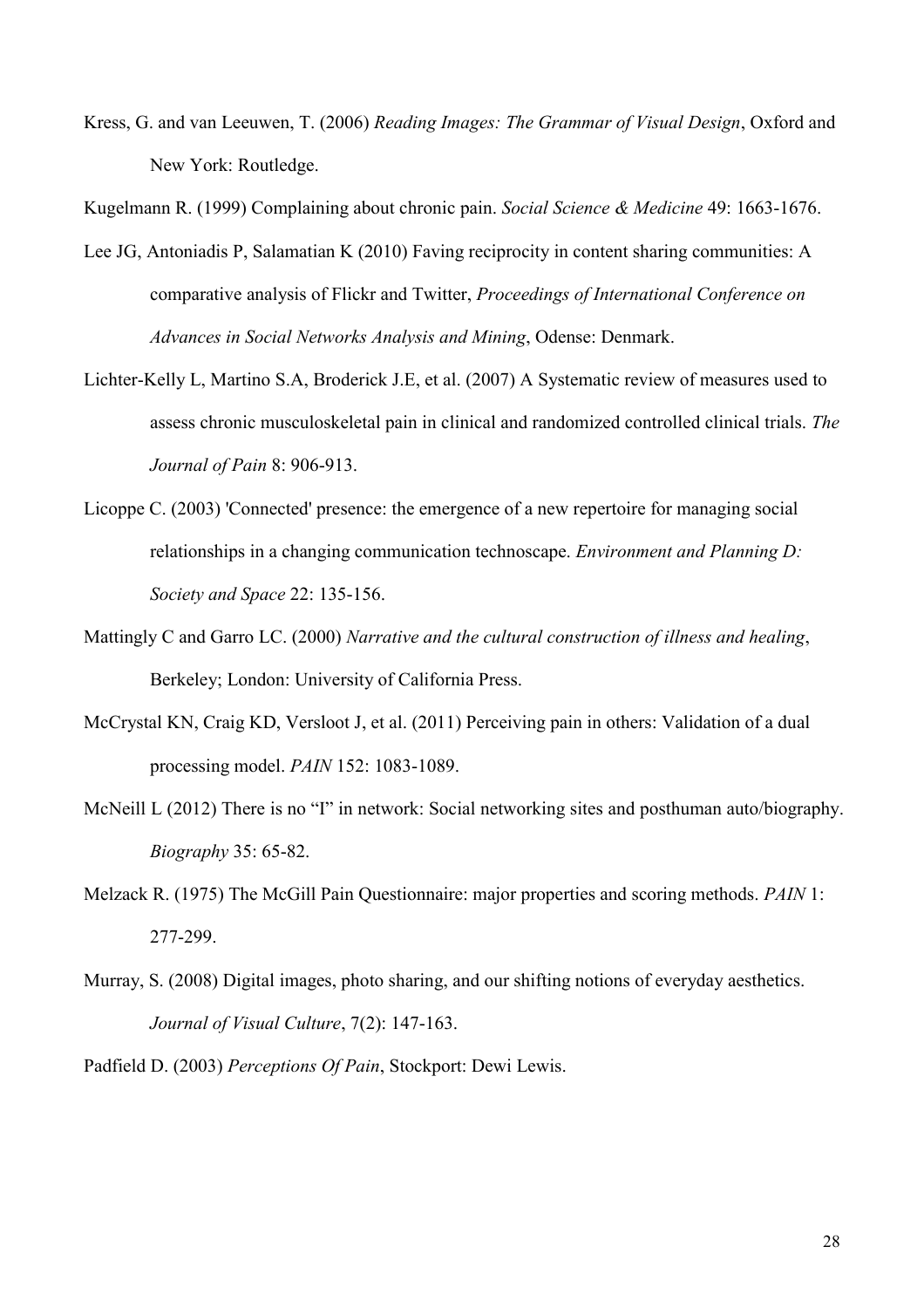Kress, G. and van Leeuwen, T. (2006) *Reading Images: The Grammar of Visual Design*, Oxford and New York: Routledge.

Kugelmann R. (1999) Complaining about chronic pain. *Social Science & Medicine* 49: 1663-1676.

Lee JG, Antoniadis P, Salamatian K (2010) Faving reciprocity in content sharing communities: A comparative analysis of Flickr and Twitter, *Proceedings of International Conference on Advances in Social Networks Analysis and Mining*, Odense: Denmark.

Lichter-Kelly L, Martino S.A, Broderick J.E, et al. (2007) A Systematic review of measures used to assess chronic musculoskeletal pain in clinical and randomized controlled clinical trials. *The Journal of Pain* 8: 906-913.

Licoppe C. (2003) 'Connected' presence: the emergence of a new repertoire for managing social relationships in a changing communication technoscape. *Environment and Planning D: Society and Space* 22: 135-156.

Mattingly C and Garro LC. (2000) *Narrative and the cultural construction of illness and healing*, Berkeley; London: University of California Press.

McCrystal KN, Craig KD, Versloot J, et al. (2011) Perceiving pain in others: Validation of a dual processing model. *PAIN* 152: 1083-1089.

McNeill L (2012) There is no "I" in network: Social networking sites and posthuman auto/biography. *Biography* 35: 65-82.

Melzack R. (1975) The McGill Pain Questionnaire: major properties and scoring methods. *PAIN* 1: 277-299.

Murray, S. (2008) Digital images, photo sharing, and our shifting notions of everyday aesthetics. *Journal of Visual Culture*, 7(2): 147-163.

Padfield D. (2003) *Perceptions Of Pain*, Stockport: Dewi Lewis.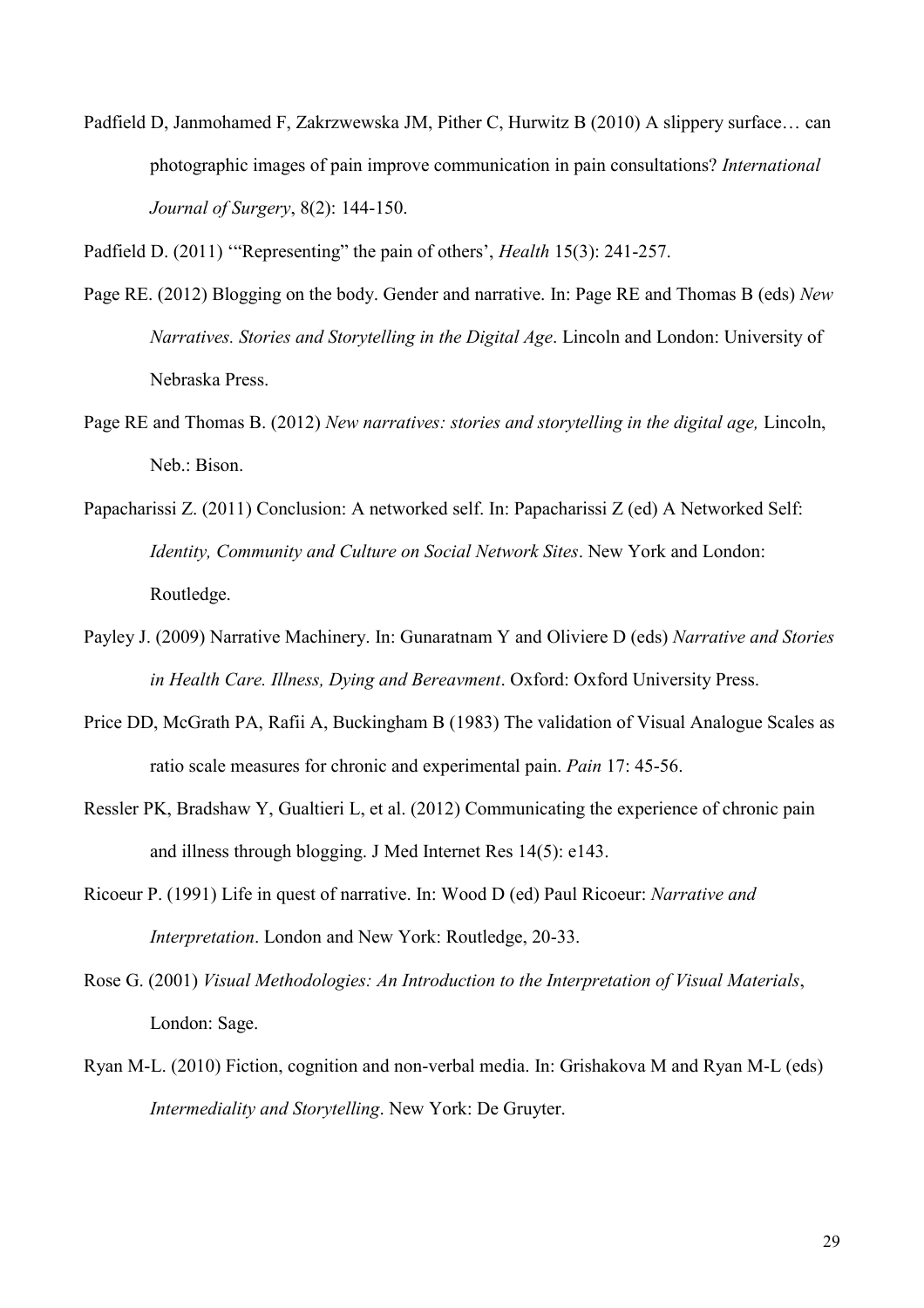Padfield D, Janmohamed F, Zakrzwewska JM, Pither C, Hurwitz B (2010) A slippery surface… can photographic images of pain improve communication in pain consultations? *International Journal of Surgery*, 8(2): 144-150.

Padfield D. (2011) '"Representing" the pain of others', *Health* 15(3): 241-257.

Page RE. (2012) Blogging on the body. Gender and narrative. In: Page RE and Thomas B (eds) *New Narratives. Stories and Storytelling in the Digital Age*. Lincoln and London: University of Nebraska Press.

Page RE and Thomas B. (2012) *New narratives: stories and storytelling in the digital age,* Lincoln, Neb.: Bison.

Papacharissi Z. (2011) Conclusion: A networked self. In: Papacharissi Z (ed) A Networked Self: *Identity, Community and Culture on Social Network Sites*. New York and London: Routledge.

Payley J. (2009) Narrative Machinery. In: Gunaratnam Y and Oliviere D (eds) *Narrative and Stories in Health Care. Illness, Dying and Bereavment*. Oxford: Oxford University Press.

Price DD, McGrath PA, Rafii A, Buckingham B (1983) The validation of Visual Analogue Scales as ratio scale measures for chronic and experimental pain. *Pain* 17: 45-56.

Ressler PK, Bradshaw Y, Gualtieri L, et al. (2012) Communicating the experience of chronic pain and illness through blogging. J Med Internet Res 14(5): e143.

Ricoeur P. (1991) Life in quest of narrative. In: Wood D (ed) Paul Ricoeur: *Narrative and Interpretation*. London and New York: Routledge, 20-33.

Rose G. (2001) *Visual Methodologies: An Introduction to the Interpretation of Visual Materials*, London: Sage.

Ryan M-L. (2010) Fiction, cognition and non-verbal media. In: Grishakova M and Ryan M-L (eds) *Intermediality and Storytelling*. New York: De Gruyter.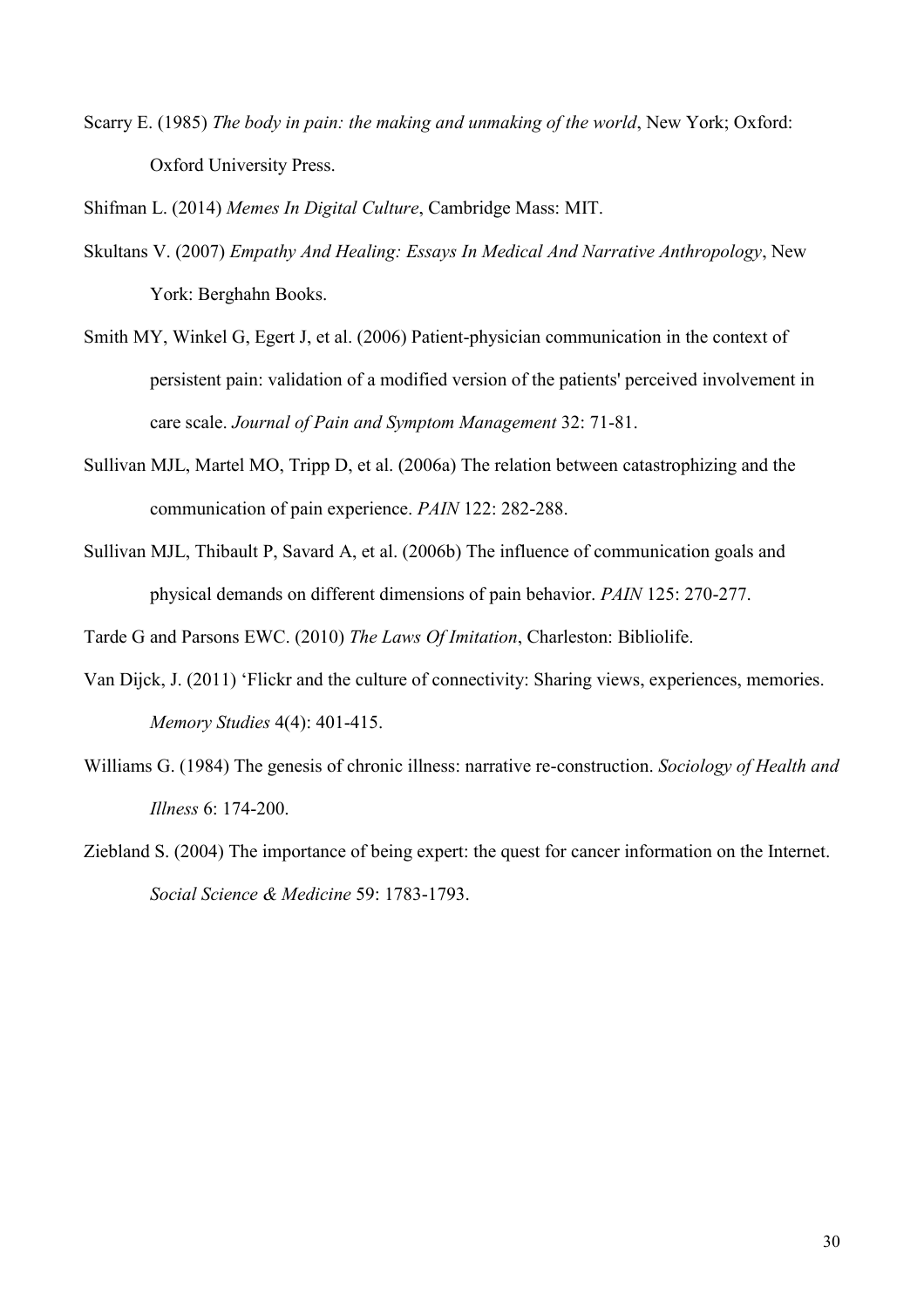Scarry E. (1985) *The body in pain: the making and unmaking of the world*, New York; Oxford: Oxford University Press.

Shifman L. (2014) *Memes In Digital Culture*, Cambridge Mass: MIT.

Skultans V. (2007) *Empathy And Healing: Essays In Medical And Narrative Anthropology*, New York: Berghahn Books.

Smith MY, Winkel G, Egert J, et al. (2006) Patient-physician communication in the context of persistent pain: validation of a modified version of the patients' perceived involvement in care scale. *Journal of Pain and Symptom Management* 32: 71-81.

Sullivan MJL, Martel MO, Tripp D, et al. (2006a) The relation between catastrophizing and the communication of pain experience. *PAIN* 122: 282-288.

Sullivan MJL, Thibault P, Savard A, et al. (2006b) The influence of communication goals and physical demands on different dimensions of pain behavior. *PAIN* 125: 270-277.

Tarde G and Parsons EWC. (2010) *The Laws Of Imitation*, Charleston: Bibliolife.

Van Dijck, J. (2011) 'Flickr and the culture of connectivity: Sharing views, experiences, memories. *Memory Studies* 4(4): 401-415.

Williams G. (1984) The genesis of chronic illness: narrative re-construction. *Sociology of Health and Illness* 6: 174-200.

Ziebland S. (2004) The importance of being expert: the quest for cancer information on the Internet. *Social Science & Medicine* 59: 1783-1793.